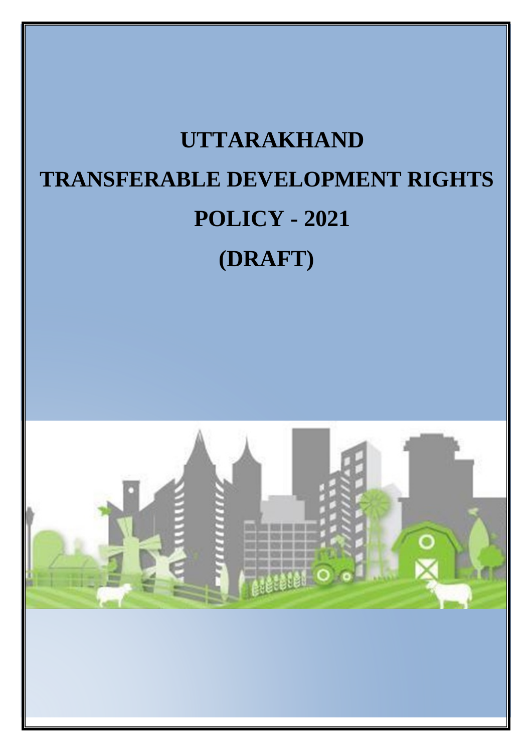# UTTARAKHAND

# TRANSFERABLE DEVELOPMENT RIGHTS

# POLICY - 2021

# (DRAFT)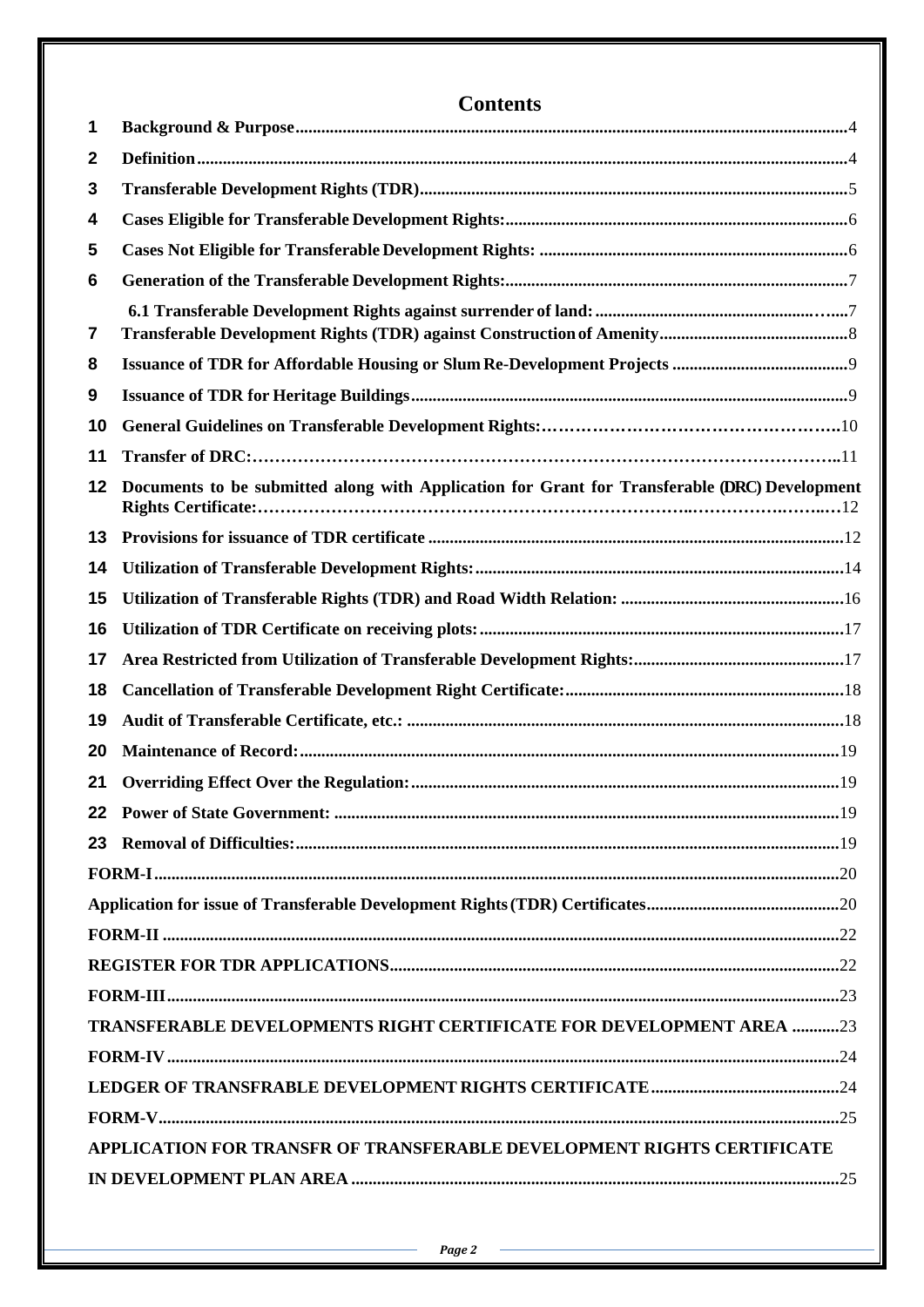# Contents

1 **Background & Purpose** ...4

2 **Definition** ...4

3 **Transferable Development Rights (TDR)** ...5

4 **Cases Eligible for Transferable Development Rights:** ...6

5 **Cases Not Eligible for Transferable Development Rights:** ...6

6 **Generation of the Transferable Development Rights:** ...7

**6.1 Transferable Development Rights against surrender of land:** ...7

7 **Transferable Development Rights (TDR) against Construction of Amenity** ...8

8 **Issuance of TDR for Affordable Housing or Slum Re-Development Projects** ...9

9 **Issuance of TDR for Heritage Buildings** ...9

10 **General Guidelines on Transferable Development Rights:** ...10

11 **Transfer of DRC:** ...11

12 **Documents to be submitted along with Application for Grant for Transferable (DRC) Development Rights Certificate:** ...12

13 **Provisions for issuance of TDR certificate** ...12

14 **Utilization of Transferable Development Rights:** ...14

15 **Utilization of Transferable Rights (TDR) and Road Width Relation:** ...16

16 **Utilization of TDR Certificate on receiving plots:** ...17

17 **Area Restricted from Utilization of Transferable Development Rights:** ...17

18 **Cancellation of Transferable Development Right Certificate:** ...18

19 **Audit of Transferable Certificate, etc.:** ...18

20 **Maintenance of Record:** ...19

21 **Overriding Effect Over the Regulation:** ...19

22 **Power of State Government:** ...19

23 **Removal of Difficulties:** ...19

**FORM-I** ...20

**Application for issue of Transferable Development Rights (TDR) Certificates** ...20

**FORM-II** ...22

**REGISTER FOR TDR APPLICATIONS** ...22

**FORM-III** ...23

**TRANSFERABLE DEVELOPMENTS RIGHT CERTIFICATE FOR DEVELOPMENT AREA** ...23

**FORM-IV** ...24

**LEDGER OF TRANSFRABLE DEVELOPMENT RIGHTS CERTIFICATE** ...24

**FORM-V** ...25

**APPLICATION FOR TRANSFR OF TRANSFERABLE DEVELOPMENT RIGHTS CERTIFICATE IN DEVELOPMENT PLAN AREA** ...25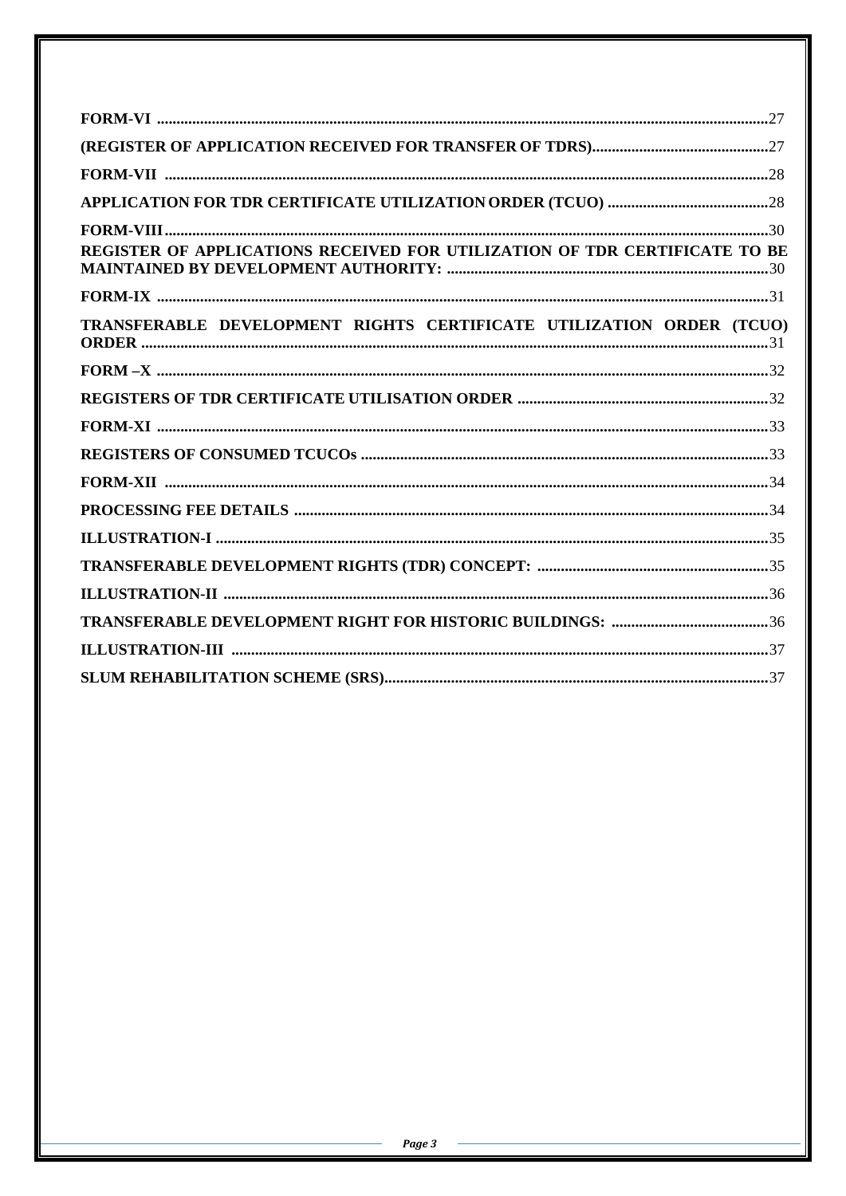**FORM-VI** ........................................................................................................................................27

**(REGISTER OF APPLICATION RECEIVED FOR TRANSFER OF TDRS)**............................................27

**FORM-VII** ......................................................................................................................................28

**APPLICATION FOR TDR CERTIFICATE UTILIZATION ORDER (TCUO)** .........................................28

**FORM-VIII**.......................................................................................................................................30

**REGISTER OF APPLICATIONS RECEIVED FOR UTILIZATION OF TDR CERTIFICATE TO BE MAINTAINED BY DEVELOPMENT AUTHORITY:** ................................................................................30

**FORM-IX** .........................................................................................................................................31

**TRANSFERABLE DEVELOPMENT RIGHTS CERTIFICATE UTILIZATION ORDER (TCUO) ORDER** ...........................................................................................................................................31

**FORM –X** .........................................................................................................................................32

**REGISTERS OF TDR CERTIFICATE UTILISATION ORDER** ...............................................................32

**FORM-XI** .........................................................................................................................................33

**REGISTERS OF CONSUMED TCUCOs** ..............................................................................................33

**FORM-XII** .......................................................................................................................................34

**PROCESSING FEE DETAILS** ...........................................................................................................34

**ILLUSTRATION-I** .............................................................................................................................35

**TRANSFERABLE DEVELOPMENT RIGHTS (TDR) CONCEPT:** ..........................................................35

**ILLUSTRATION-II** ...........................................................................................................................36

**TRANSFERABLE DEVELOPMENT RIGHT FOR HISTORIC BUILDINGS:** ........................................36

**ILLUSTRATION-III** ..........................................................................................................................37

**SLUM REHABILITATION SCHEME (SRS)**........................................................................................37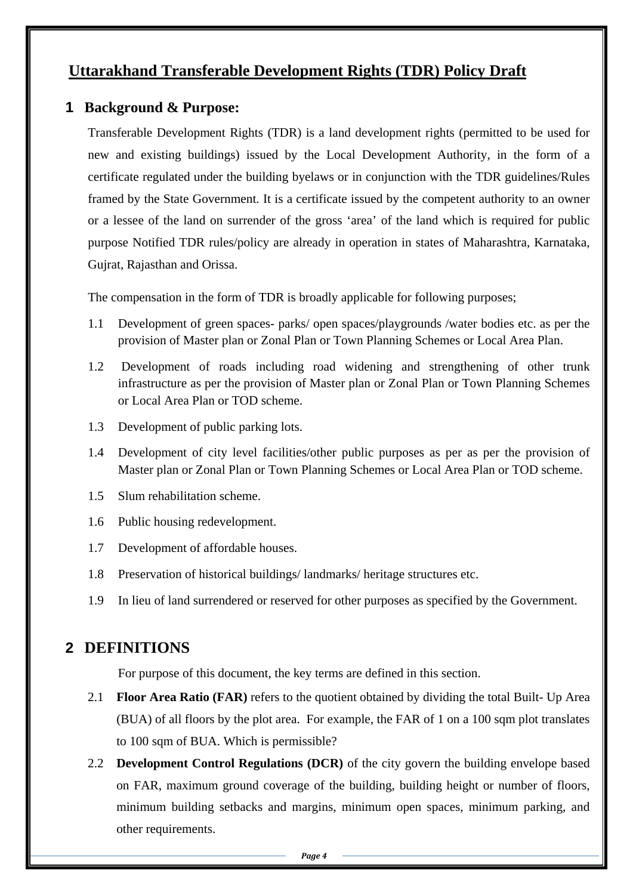# Uttarakhand Transferable Development Rights (TDR) Policy Draft

## 1 Background & Purpose:

Transferable Development Rights (TDR) is a land development rights (permitted to be used for new and existing buildings) issued by the Local Development Authority, in the form of a certificate regulated under the building byelaws or in conjunction with the TDR guidelines/Rules framed by the State Government. It is a certificate issued by the competent authority to an owner or a lessee of the land on surrender of the gross 'area' of the land which is required for public purpose Notified TDR rules/policy are already in operation in states of Maharashtra, Karnataka, Gujrat, Rajasthan and Orissa.

The compensation in the form of TDR is broadly applicable for following purposes;

1.1 Development of green spaces- parks/ open spaces/playgrounds /water bodies etc. as per the provision of Master plan or Zonal Plan or Town Planning Schemes or Local Area Plan.

1.2 Development of roads including road widening and strengthening of other trunk infrastructure as per the provision of Master plan or Zonal Plan or Town Planning Schemes or Local Area Plan or TOD scheme.

1.3 Development of public parking lots.

1.4 Development of city level facilities/other public purposes as per as per the provision of Master plan or Zonal Plan or Town Planning Schemes or Local Area Plan or TOD scheme.

1.5 Slum rehabilitation scheme.

1.6 Public housing redevelopment.

1.7 Development of affordable houses.

1.8 Preservation of historical buildings/ landmarks/ heritage structures etc.

1.9 In lieu of land surrendered or reserved for other purposes as specified by the Government.

## 2 DEFINITIONS

For purpose of this document, the key terms are defined in this section.

2.1 **Floor Area Ratio (FAR)** refers to the quotient obtained by dividing the total Built- Up Area (BUA) of all floors by the plot area. For example, the FAR of 1 on a 100 sqm plot translates to 100 sqm of BUA. Which is permissible?

2.2 **Development Control Regulations (DCR)** of the city govern the building envelope based on FAR, maximum ground coverage of the building, building height or number of floors, minimum building setbacks and margins, minimum open spaces, minimum parking, and other requirements.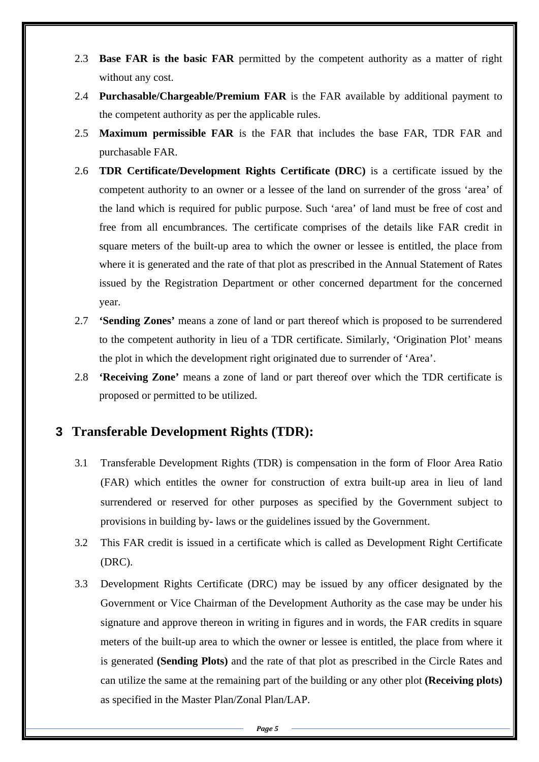2.3 **Base FAR is the basic FAR** permitted by the competent authority as a matter of right without any cost.

2.4 **Purchasable/Chargeable/Premium FAR** is the FAR available by additional payment to the competent authority as per the applicable rules.

2.5 **Maximum permissible FAR** is the FAR that includes the base FAR, TDR FAR and purchasable FAR.

2.6 **TDR Certificate/Development Rights Certificate (DRC)** is a certificate issued by the competent authority to an owner or a lessee of the land on surrender of the gross 'area' of the land which is required for public purpose. Such 'area' of land must be free of cost and free from all encumbrances. The certificate comprises of the details like FAR credit in square meters of the built-up area to which the owner or lessee is entitled, the place from where it is generated and the rate of that plot as prescribed in the Annual Statement of Rates issued by the Registration Department or other concerned department for the concerned year.

2.7 **'Sending Zones'** means a zone of land or part thereof which is proposed to be surrendered to the competent authority in lieu of a TDR certificate. Similarly, 'Origination Plot' means the plot in which the development right originated due to surrender of 'Area'.

2.8 **'Receiving Zone'** means a zone of land or part thereof over which the TDR certificate is proposed or permitted to be utilized.

# 3 Transferable Development Rights (TDR):

3.1 Transferable Development Rights (TDR) is compensation in the form of Floor Area Ratio (FAR) which entitles the owner for construction of extra built-up area in lieu of land surrendered or reserved for other purposes as specified by the Government subject to provisions in building by- laws or the guidelines issued by the Government.

3.2 This FAR credit is issued in a certificate which is called as Development Right Certificate (DRC).

3.3 Development Rights Certificate (DRC) may be issued by any officer designated by the Government or Vice Chairman of the Development Authority as the case may be under his signature and approve thereon in writing in figures and in words, the FAR credits in square meters of the built-up area to which the owner or lessee is entitled, the place from where it is generated **(Sending Plots)** and the rate of that plot as prescribed in the Circle Rates and can utilize the same at the remaining part of the building or any other plot **(Receiving plots)** as specified in the Master Plan/Zonal Plan/LAP.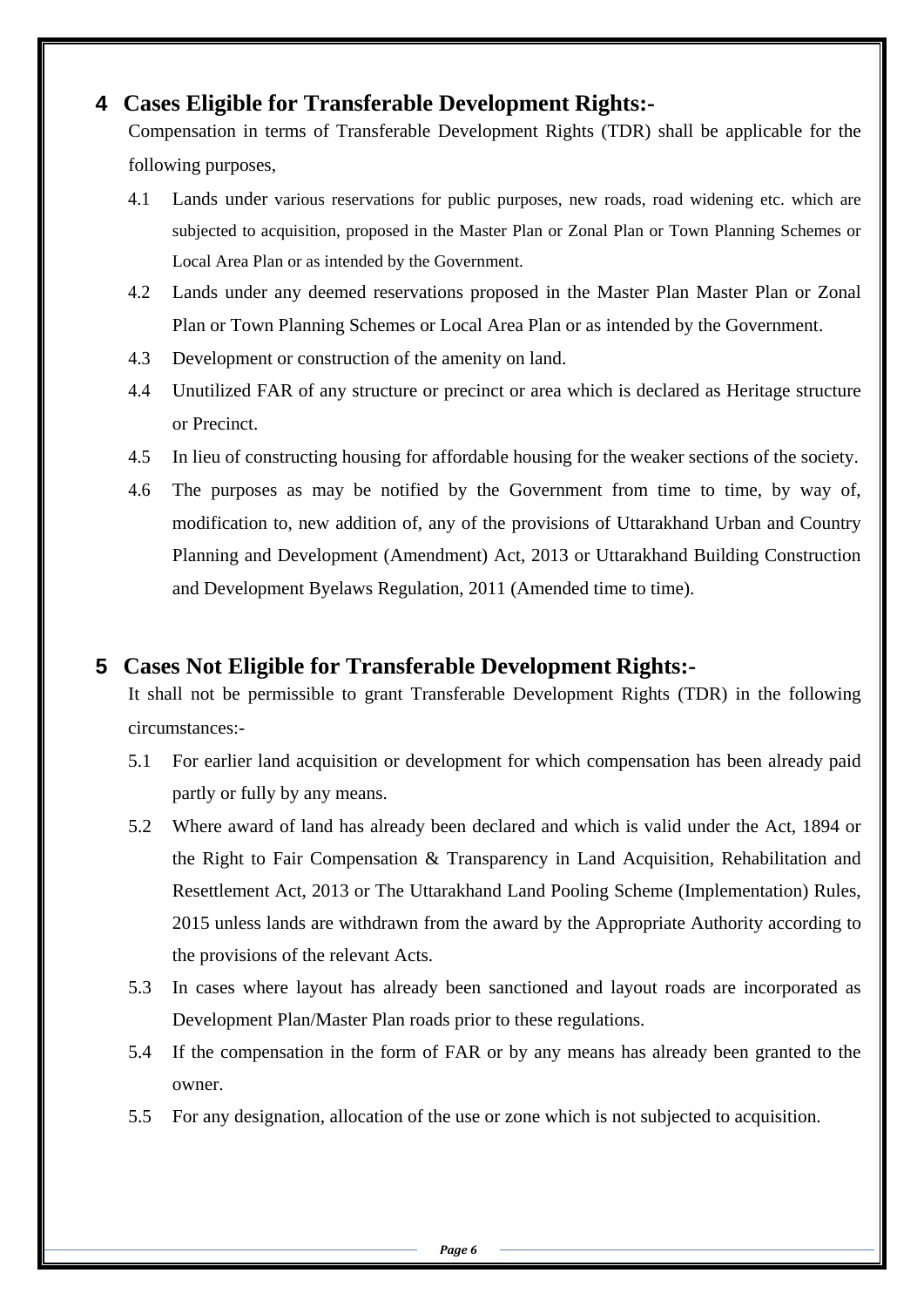## 4 Cases Eligible for Transferable Development Rights:-

Compensation in terms of Transferable Development Rights (TDR) shall be applicable for the following purposes,

4.1 Lands under various reservations for public purposes, new roads, road widening etc. which are subjected to acquisition, proposed in the Master Plan or Zonal Plan or Town Planning Schemes or Local Area Plan or as intended by the Government.

4.2 Lands under any deemed reservations proposed in the Master Plan Master Plan or Zonal Plan or Town Planning Schemes or Local Area Plan or as intended by the Government.

4.3 Development or construction of the amenity on land.

4.4 Unutilized FAR of any structure or precinct or area which is declared as Heritage structure or Precinct.

4.5 In lieu of constructing housing for affordable housing for the weaker sections of the society.

4.6 The purposes as may be notified by the Government from time to time, by way of, modification to, new addition of, any of the provisions of Uttarakhand Urban and Country Planning and Development (Amendment) Act, 2013 or Uttarakhand Building Construction and Development Byelaws Regulation, 2011 (Amended time to time).

## 5 Cases Not Eligible for Transferable Development Rights:-

It shall not be permissible to grant Transferable Development Rights (TDR) in the following circumstances:-

5.1 For earlier land acquisition or development for which compensation has been already paid partly or fully by any means.

5.2 Where award of land has already been declared and which is valid under the Act, 1894 or the Right to Fair Compensation & Transparency in Land Acquisition, Rehabilitation and Resettlement Act, 2013 or The Uttarakhand Land Pooling Scheme (Implementation) Rules, 2015 unless lands are withdrawn from the award by the Appropriate Authority according to the provisions of the relevant Acts.

5.3 In cases where layout has already been sanctioned and layout roads are incorporated as Development Plan/Master Plan roads prior to these regulations.

5.4 If the compensation in the form of FAR or by any means has already been granted to the owner.

5.5 For any designation, allocation of the use or zone which is not subjected to acquisition.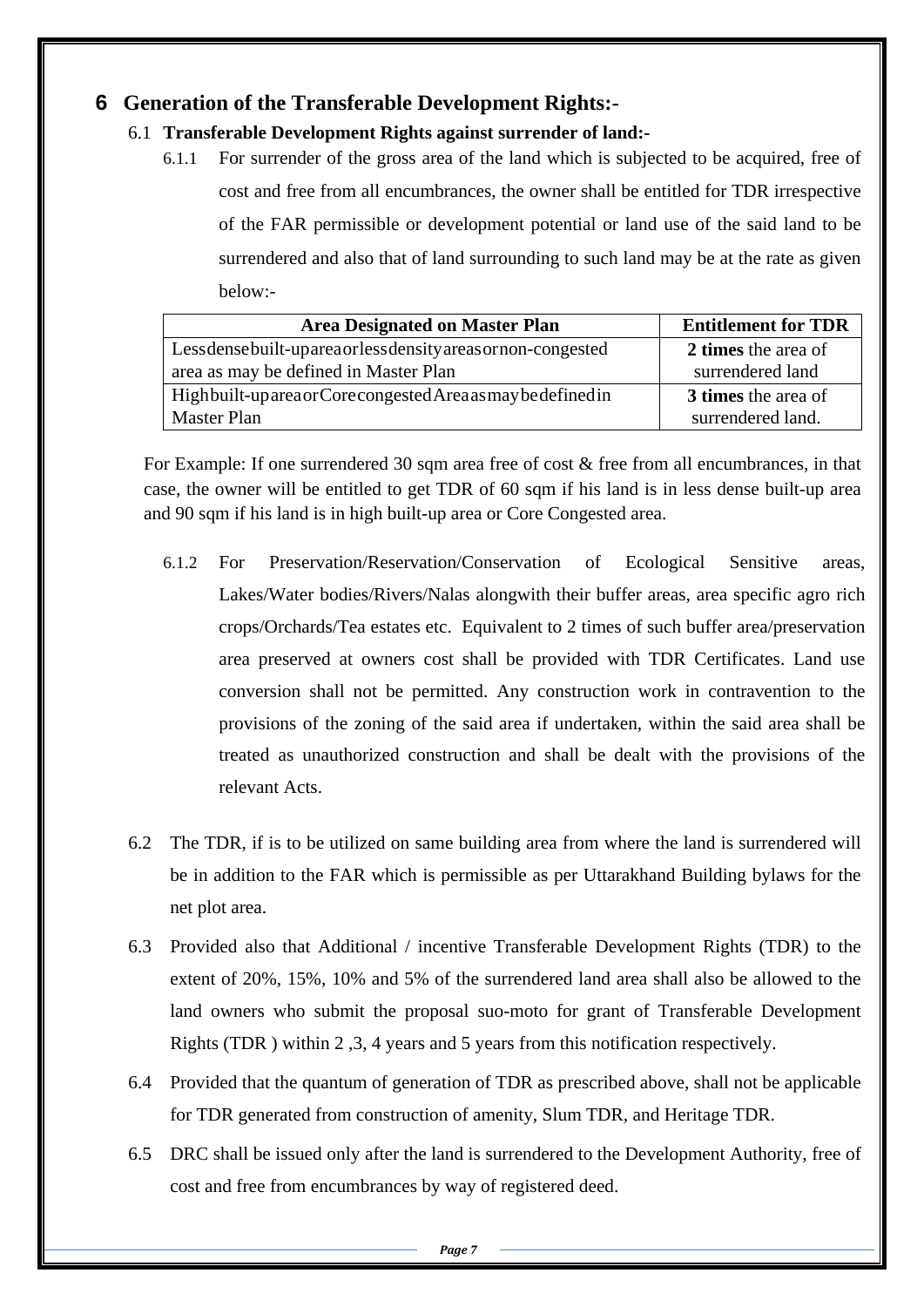# 6 Generation of the Transferable Development Rights:-

## 6.1 Transferable Development Rights against surrender of land:-

6.1.1 For surrender of the gross area of the land which is subjected to be acquired, free of cost and free from all encumbrances, the owner shall be entitled for TDR irrespective of the FAR permissible or development potential or land use of the said land to be surrendered and also that of land surrounding to such land may be at the rate as given below:-

| Area Designated on Master Plan | Entitlement for TDR |
|---|---|
| Less dense built-up area or less density areas or non-congested area as may be defined in Master Plan | **2 times** the area of surrendered land |
| High built-up area or Core congested Area as may be defined in Master Plan | **3 times** the area of surrendered land. |

For Example: If one surrendered 30 sqm area free of cost & free from all encumbrances, in that case, the owner will be entitled to get TDR of 60 sqm if his land is in less dense built-up area and 90 sqm if his land is in high built-up area or Core Congested area.

6.1.2 For Preservation/Reservation/Conservation of Ecological Sensitive areas, Lakes/Water bodies/Rivers/Nalas alongwith their buffer areas, area specific agro rich crops/Orchards/Tea estates etc. Equivalent to 2 times of such buffer area/preservation area preserved at owners cost shall be provided with TDR Certificates. Land use conversion shall not be permitted. Any construction work in contravention to the provisions of the zoning of the said area if undertaken, within the said area shall be treated as unauthorized construction and shall be dealt with the provisions of the relevant Acts.

6.2 The TDR, if is to be utilized on same building area from where the land is surrendered will be in addition to the FAR which is permissible as per Uttarakhand Building bylaws for the net plot area.

6.3 Provided also that Additional / incentive Transferable Development Rights (TDR) to the extent of 20%, 15%, 10% and 5% of the surrendered land area shall also be allowed to the land owners who submit the proposal suo-moto for grant of Transferable Development Rights (TDR ) within 2 ,3, 4 years and 5 years from this notification respectively.

6.4 Provided that the quantum of generation of TDR as prescribed above, shall not be applicable for TDR generated from construction of amenity, Slum TDR, and Heritage TDR.

6.5 DRC shall be issued only after the land is surrendered to the Development Authority, free of cost and free from encumbrances by way of registered deed.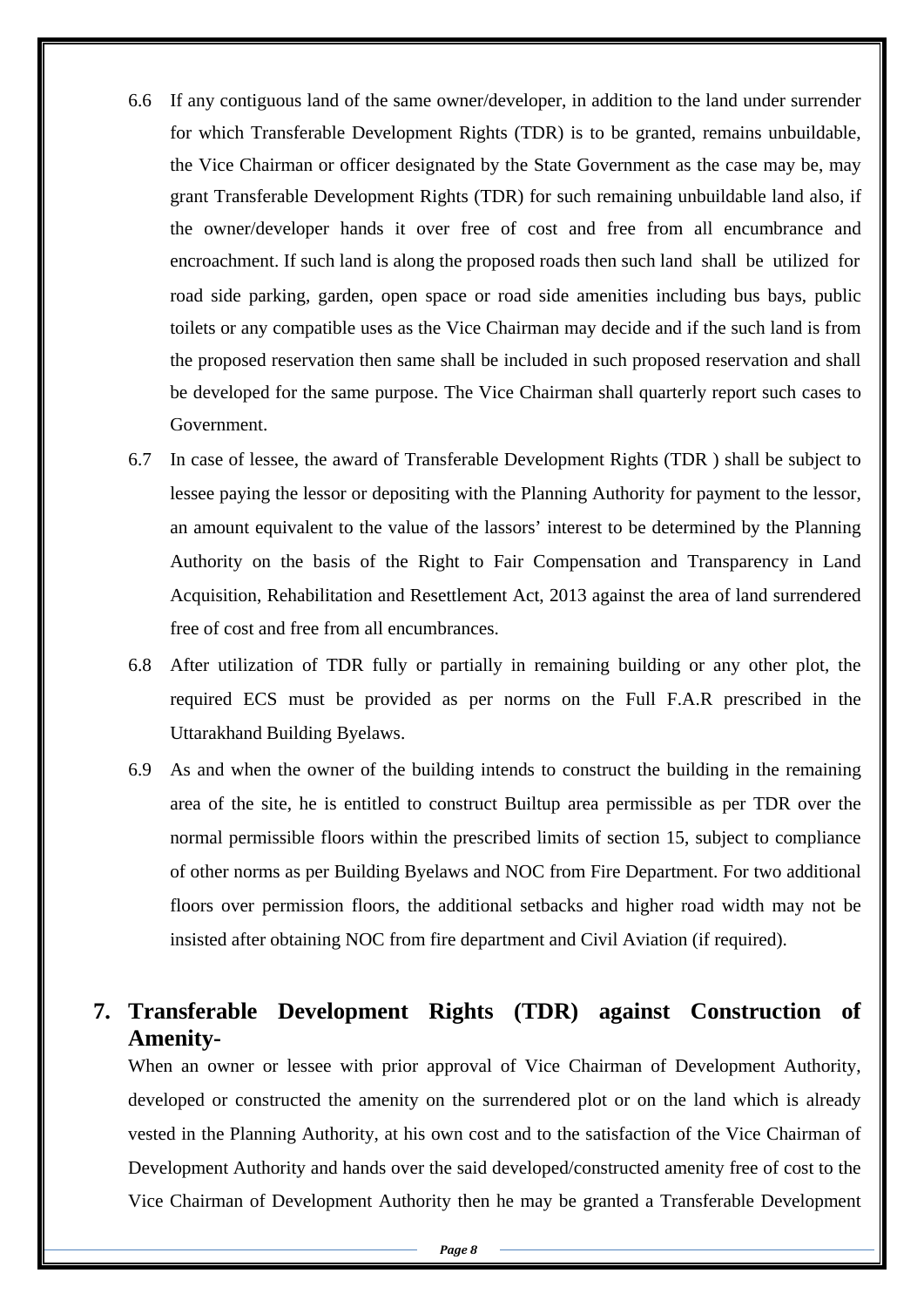6.6 If any contiguous land of the same owner/developer, in addition to the land under surrender for which Transferable Development Rights (TDR) is to be granted, remains unbuildable, the Vice Chairman or officer designated by the State Government as the case may be, may grant Transferable Development Rights (TDR) for such remaining unbuildable land also, if the owner/developer hands it over free of cost and free from all encumbrance and encroachment. If such land is along the proposed roads then such land shall be utilized for road side parking, garden, open space or road side amenities including bus bays, public toilets or any compatible uses as the Vice Chairman may decide and if the such land is from the proposed reservation then same shall be included in such proposed reservation and shall be developed for the same purpose. The Vice Chairman shall quarterly report such cases to Government.

6.7 In case of lessee, the award of Transferable Development Rights (TDR ) shall be subject to lessee paying the lessor or depositing with the Planning Authority for payment to the lessor, an amount equivalent to the value of the lassors' interest to be determined by the Planning Authority on the basis of the Right to Fair Compensation and Transparency in Land Acquisition, Rehabilitation and Resettlement Act, 2013 against the area of land surrendered free of cost and free from all encumbrances.

6.8 After utilization of TDR fully or partially in remaining building or any other plot, the required ECS must be provided as per norms on the Full F.A.R prescribed in the Uttarakhand Building Byelaws.

6.9 As and when the owner of the building intends to construct the building in the remaining area of the site, he is entitled to construct Builtup area permissible as per TDR over the normal permissible floors within the prescribed limits of section 15, subject to compliance of other norms as per Building Byelaws and NOC from Fire Department. For two additional floors over permission floors, the additional setbacks and higher road width may not be insisted after obtaining NOC from fire department and Civil Aviation (if required).

## 7. Transferable Development Rights (TDR) against Construction of Amenity-

When an owner or lessee with prior approval of Vice Chairman of Development Authority, developed or constructed the amenity on the surrendered plot or on the land which is already vested in the Planning Authority, at his own cost and to the satisfaction of the Vice Chairman of Development Authority and hands over the said developed/constructed amenity free of cost to the Vice Chairman of Development Authority then he may be granted a Transferable Development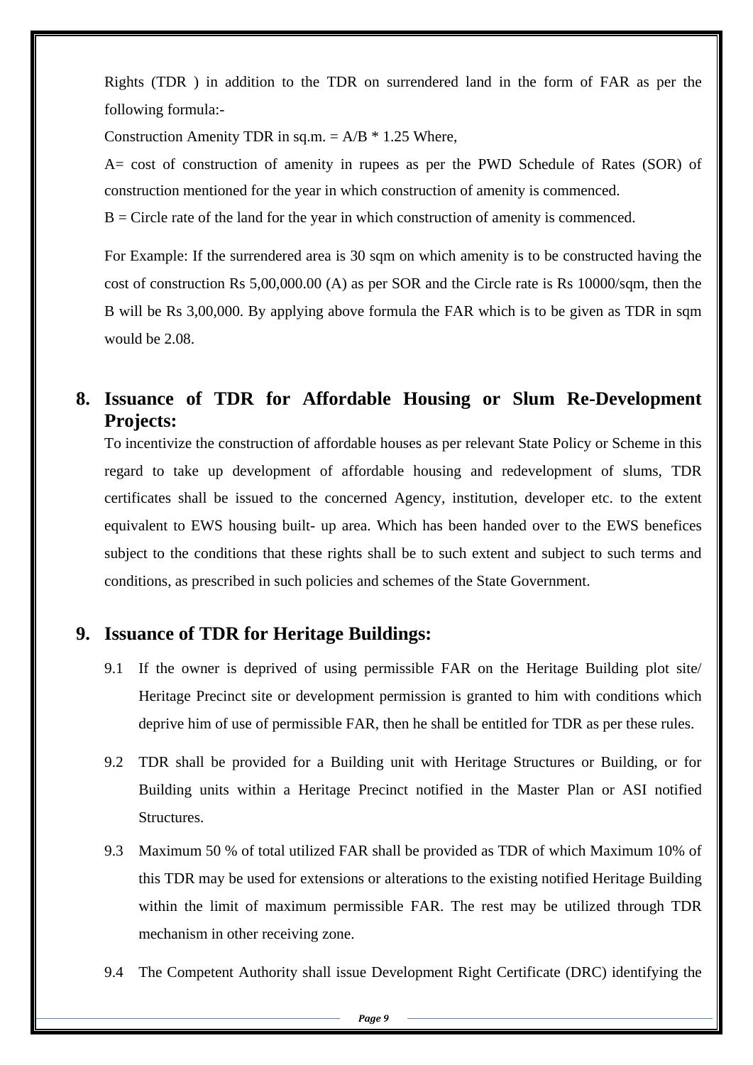Rights (TDR ) in addition to the TDR on surrendered land in the form of FAR as per the following formula:-

Construction Amenity TDR in sq.m. = A/B * 1.25 Where,

A= cost of construction of amenity in rupees as per the PWD Schedule of Rates (SOR) of construction mentioned for the year in which construction of amenity is commenced.

B = Circle rate of the land for the year in which construction of amenity is commenced.

For Example: If the surrendered area is 30 sqm on which amenity is to be constructed having the cost of construction Rs 5,00,000.00 (A) as per SOR and the Circle rate is Rs 10000/sqm, then the B will be Rs 3,00,000. By applying above formula the FAR which is to be given as TDR in sqm would be 2.08.

## 8. Issuance of TDR for Affordable Housing or Slum Re-Development Projects:

To incentivize the construction of affordable houses as per relevant State Policy or Scheme in this regard to take up development of affordable housing and redevelopment of slums, TDR certificates shall be issued to the concerned Agency, institution, developer etc. to the extent equivalent to EWS housing built- up area. Which has been handed over to the EWS benefices subject to the conditions that these rights shall be to such extent and subject to such terms and conditions, as prescribed in such policies and schemes of the State Government.

## 9. Issuance of TDR for Heritage Buildings:

9.1 If the owner is deprived of using permissible FAR on the Heritage Building plot site/ Heritage Precinct site or development permission is granted to him with conditions which deprive him of use of permissible FAR, then he shall be entitled for TDR as per these rules.

9.2 TDR shall be provided for a Building unit with Heritage Structures or Building, or for Building units within a Heritage Precinct notified in the Master Plan or ASI notified Structures.

9.3 Maximum 50 % of total utilized FAR shall be provided as TDR of which Maximum 10% of this TDR may be used for extensions or alterations to the existing notified Heritage Building within the limit of maximum permissible FAR. The rest may be utilized through TDR mechanism in other receiving zone.

9.4 The Competent Authority shall issue Development Right Certificate (DRC) identifying the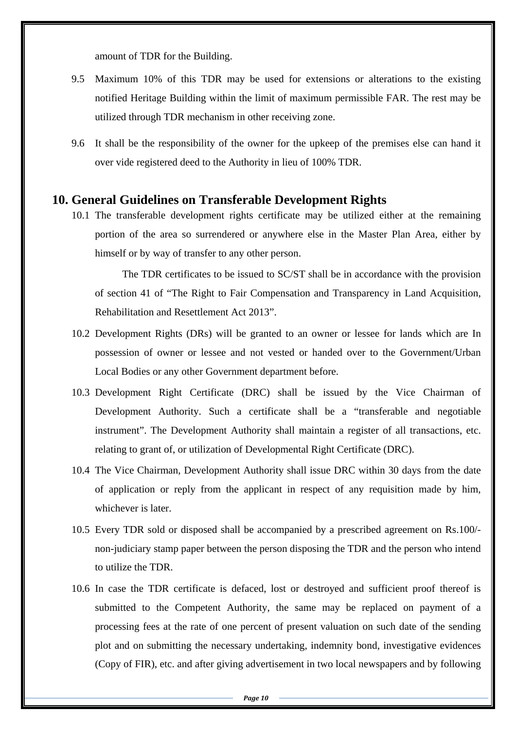amount of TDR for the Building.

9.5 Maximum 10% of this TDR may be used for extensions or alterations to the existing notified Heritage Building within the limit of maximum permissible FAR. The rest may be utilized through TDR mechanism in other receiving zone.

9.6 It shall be the responsibility of the owner for the upkeep of the premises else can hand it over vide registered deed to the Authority in lieu of 100% TDR.

## 10. General Guidelines on Transferable Development Rights

10.1 The transferable development rights certificate may be utilized either at the remaining portion of the area so surrendered or anywhere else in the Master Plan Area, either by himself or by way of transfer to any other person.

The TDR certificates to be issued to SC/ST shall be in accordance with the provision of section 41 of "The Right to Fair Compensation and Transparency in Land Acquisition, Rehabilitation and Resettlement Act 2013".

10.2 Development Rights (DRs) will be granted to an owner or lessee for lands which are In possession of owner or lessee and not vested or handed over to the Government/Urban Local Bodies or any other Government department before.

10.3 Development Right Certificate (DRC) shall be issued by the Vice Chairman of Development Authority. Such a certificate shall be a "transferable and negotiable instrument". The Development Authority shall maintain a register of all transactions, etc. relating to grant of, or utilization of Developmental Right Certificate (DRC).

10.4 The Vice Chairman, Development Authority shall issue DRC within 30 days from the date of application or reply from the applicant in respect of any requisition made by him, whichever is later.

10.5 Every TDR sold or disposed shall be accompanied by a prescribed agreement on Rs.100/- non-judiciary stamp paper between the person disposing the TDR and the person who intend to utilize the TDR.

10.6 In case the TDR certificate is defaced, lost or destroyed and sufficient proof thereof is submitted to the Competent Authority, the same may be replaced on payment of a processing fees at the rate of one percent of present valuation on such date of the sending plot and on submitting the necessary undertaking, indemnity bond, investigative evidences (Copy of FIR), etc. and after giving advertisement in two local newspapers and by following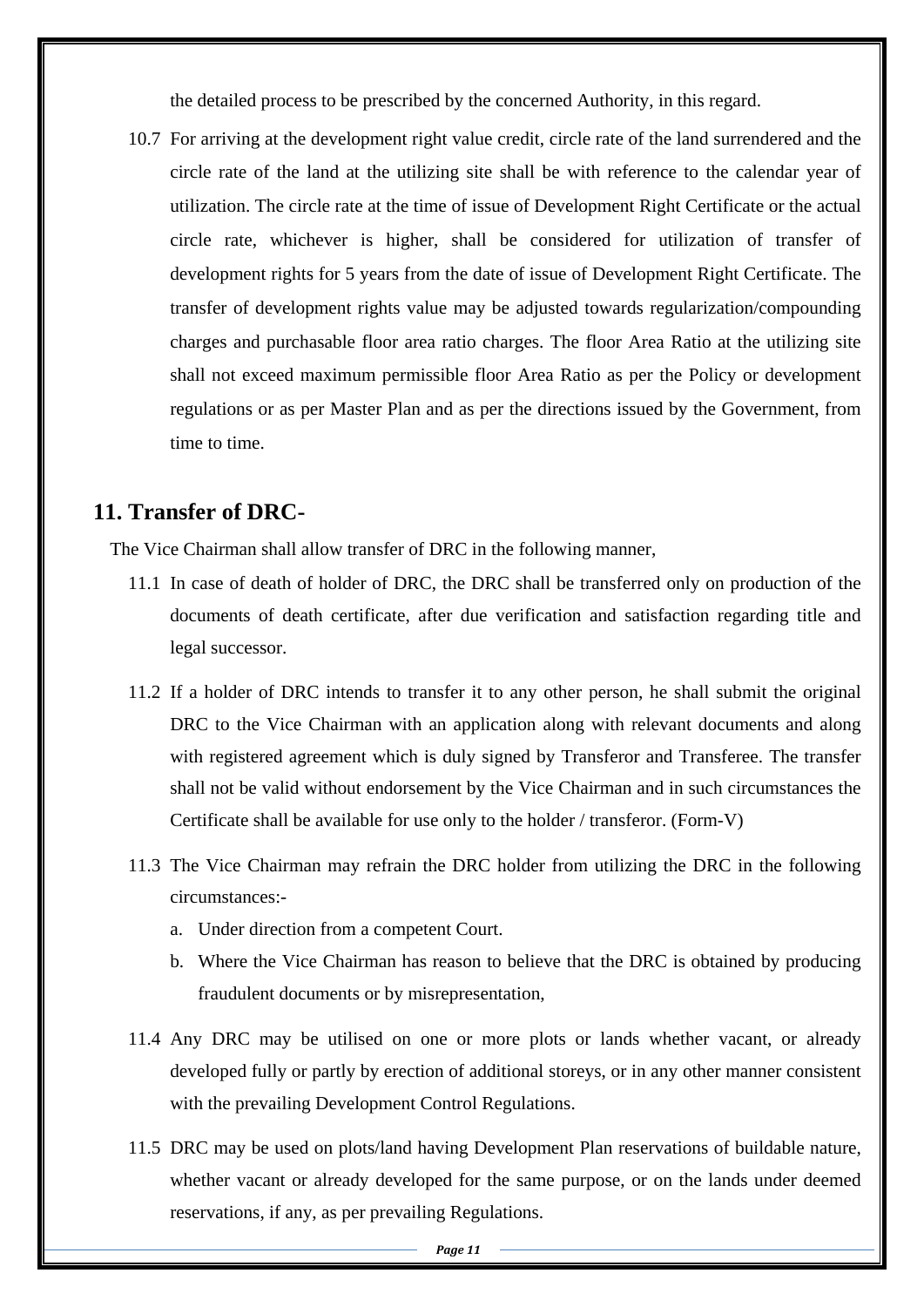the detailed process to be prescribed by the concerned Authority, in this regard.

10.7 For arriving at the development right value credit, circle rate of the land surrendered and the circle rate of the land at the utilizing site shall be with reference to the calendar year of utilization. The circle rate at the time of issue of Development Right Certificate or the actual circle rate, whichever is higher, shall be considered for utilization of transfer of development rights for 5 years from the date of issue of Development Right Certificate. The transfer of development rights value may be adjusted towards regularization/compounding charges and purchasable floor area ratio charges. The floor Area Ratio at the utilizing site shall not exceed maximum permissible floor Area Ratio as per the Policy or development regulations or as per Master Plan and as per the directions issued by the Government, from time to time.

## 11. Transfer of DRC-

The Vice Chairman shall allow transfer of DRC in the following manner,

11.1 In case of death of holder of DRC, the DRC shall be transferred only on production of the documents of death certificate, after due verification and satisfaction regarding title and legal successor.

11.2 If a holder of DRC intends to transfer it to any other person, he shall submit the original DRC to the Vice Chairman with an application along with relevant documents and along with registered agreement which is duly signed by Transferor and Transferee. The transfer shall not be valid without endorsement by the Vice Chairman and in such circumstances the Certificate shall be available for use only to the holder / transferor. (Form-V)

11.3 The Vice Chairman may refrain the DRC holder from utilizing the DRC in the following circumstances:-

a. Under direction from a competent Court.

b. Where the Vice Chairman has reason to believe that the DRC is obtained by producing fraudulent documents or by misrepresentation,

11.4 Any DRC may be utilised on one or more plots or lands whether vacant, or already developed fully or partly by erection of additional storeys, or in any other manner consistent with the prevailing Development Control Regulations.

11.5 DRC may be used on plots/land having Development Plan reservations of buildable nature, whether vacant or already developed for the same purpose, or on the lands under deemed reservations, if any, as per prevailing Regulations.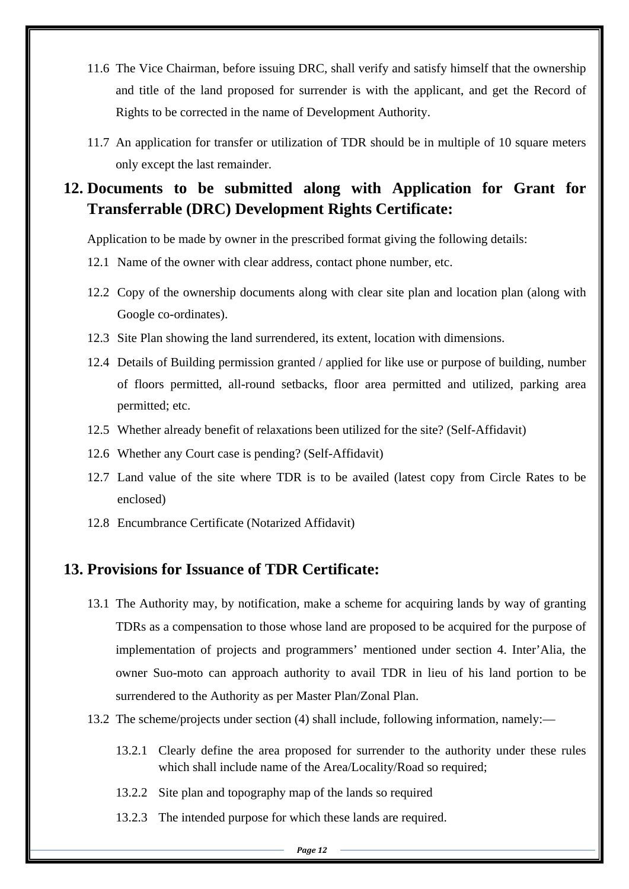11.6 The Vice Chairman, before issuing DRC, shall verify and satisfy himself that the ownership and title of the land proposed for surrender is with the applicant, and get the Record of Rights to be corrected in the name of Development Authority.

11.7 An application for transfer or utilization of TDR should be in multiple of 10 square meters only except the last remainder.

## 12. Documents to be submitted along with Application for Grant for Transferrable (DRC) Development Rights Certificate:

Application to be made by owner in the prescribed format giving the following details:

12.1 Name of the owner with clear address, contact phone number, etc.

12.2 Copy of the ownership documents along with clear site plan and location plan (along with Google co-ordinates).

12.3 Site Plan showing the land surrendered, its extent, location with dimensions.

12.4 Details of Building permission granted / applied for like use or purpose of building, number of floors permitted, all-round setbacks, floor area permitted and utilized, parking area permitted; etc.

12.5 Whether already benefit of relaxations been utilized for the site? (Self-Affidavit)

12.6 Whether any Court case is pending? (Self-Affidavit)

12.7 Land value of the site where TDR is to be availed (latest copy from Circle Rates to be enclosed)

12.8 Encumbrance Certificate (Notarized Affidavit)

## 13. Provisions for Issuance of TDR Certificate:

13.1 The Authority may, by notification, make a scheme for acquiring lands by way of granting TDRs as a compensation to those whose land are proposed to be acquired for the purpose of implementation of projects and programmers' mentioned under section 4. Inter'Alia, the owner Suo-moto can approach authority to avail TDR in lieu of his land portion to be surrendered to the Authority as per Master Plan/Zonal Plan.

13.2 The scheme/projects under section (4) shall include, following information, namely:—

13.2.1 Clearly define the area proposed for surrender to the authority under these rules which shall include name of the Area/Locality/Road so required;

13.2.2 Site plan and topography map of the lands so required

13.2.3 The intended purpose for which these lands are required.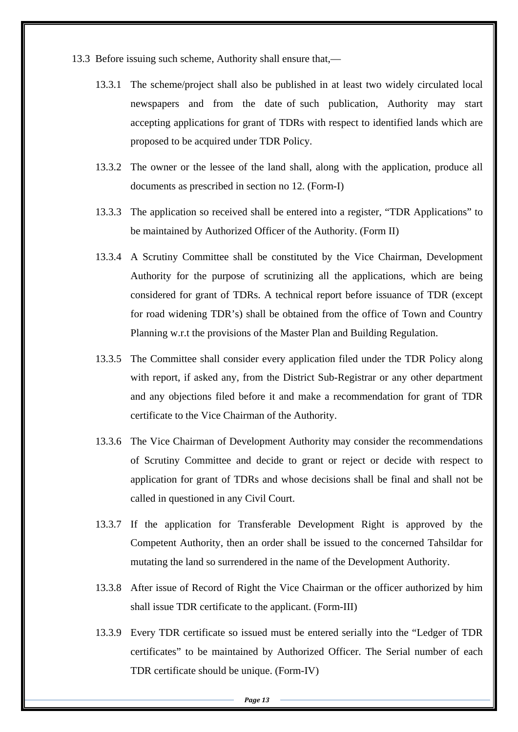13.3 Before issuing such scheme, Authority shall ensure that,—

13.3.1 The scheme/project shall also be published in at least two widely circulated local newspapers and from the date of such publication, Authority may start accepting applications for grant of TDRs with respect to identified lands which are proposed to be acquired under TDR Policy.

13.3.2 The owner or the lessee of the land shall, along with the application, produce all documents as prescribed in section no 12. (Form-I)

13.3.3 The application so received shall be entered into a register, "TDR Applications" to be maintained by Authorized Officer of the Authority. (Form II)

13.3.4 A Scrutiny Committee shall be constituted by the Vice Chairman, Development Authority for the purpose of scrutinizing all the applications, which are being considered for grant of TDRs. A technical report before issuance of TDR (except for road widening TDR's) shall be obtained from the office of Town and Country Planning w.r.t the provisions of the Master Plan and Building Regulation.

13.3.5 The Committee shall consider every application filed under the TDR Policy along with report, if asked any, from the District Sub-Registrar or any other department and any objections filed before it and make a recommendation for grant of TDR certificate to the Vice Chairman of the Authority.

13.3.6 The Vice Chairman of Development Authority may consider the recommendations of Scrutiny Committee and decide to grant or reject or decide with respect to application for grant of TDRs and whose decisions shall be final and shall not be called in questioned in any Civil Court.

13.3.7 If the application for Transferable Development Right is approved by the Competent Authority, then an order shall be issued to the concerned Tahsildar for mutating the land so surrendered in the name of the Development Authority.

13.3.8 After issue of Record of Right the Vice Chairman or the officer authorized by him shall issue TDR certificate to the applicant. (Form-III)

13.3.9 Every TDR certificate so issued must be entered serially into the "Ledger of TDR certificates" to be maintained by Authorized Officer. The Serial number of each TDR certificate should be unique. (Form-IV)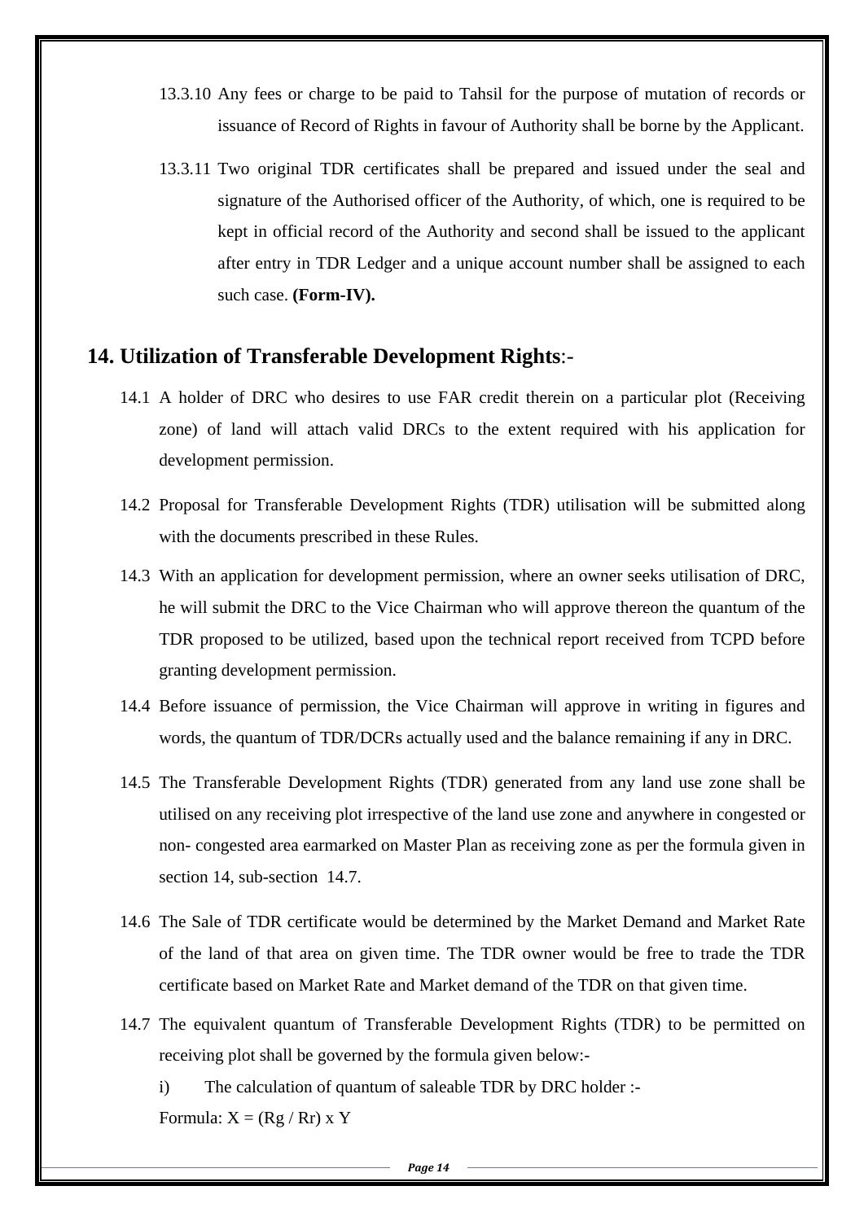13.3.10 Any fees or charge to be paid to Tahsil for the purpose of mutation of records or issuance of Record of Rights in favour of Authority shall be borne by the Applicant.

13.3.11 Two original TDR certificates shall be prepared and issued under the seal and signature of the Authorised officer of the Authority, of which, one is required to be kept in official record of the Authority and second shall be issued to the applicant after entry in TDR Ledger and a unique account number shall be assigned to each such case. **(Form-IV).**

## 14. Utilization of Transferable Development Rights:-

14.1 A holder of DRC who desires to use FAR credit therein on a particular plot (Receiving zone) of land will attach valid DRCs to the extent required with his application for development permission.

14.2 Proposal for Transferable Development Rights (TDR) utilisation will be submitted along with the documents prescribed in these Rules.

14.3 With an application for development permission, where an owner seeks utilisation of DRC, he will submit the DRC to the Vice Chairman who will approve thereon the quantum of the TDR proposed to be utilized, based upon the technical report received from TCPD before granting development permission.

14.4 Before issuance of permission, the Vice Chairman will approve in writing in figures and words, the quantum of TDR/DCRs actually used and the balance remaining if any in DRC.

14.5 The Transferable Development Rights (TDR) generated from any land use zone shall be utilised on any receiving plot irrespective of the land use zone and anywhere in congested or non- congested area earmarked on Master Plan as receiving zone as per the formula given in section 14, sub-section 14.7.

14.6 The Sale of TDR certificate would be determined by the Market Demand and Market Rate of the land of that area on given time. The TDR owner would be free to trade the TDR certificate based on Market Rate and Market demand of the TDR on that given time.

14.7 The equivalent quantum of Transferable Development Rights (TDR) to be permitted on receiving plot shall be governed by the formula given below:-

i) The calculation of quantum of saleable TDR by DRC holder :-

Formula: $X = (Rg / Rr) \times Y$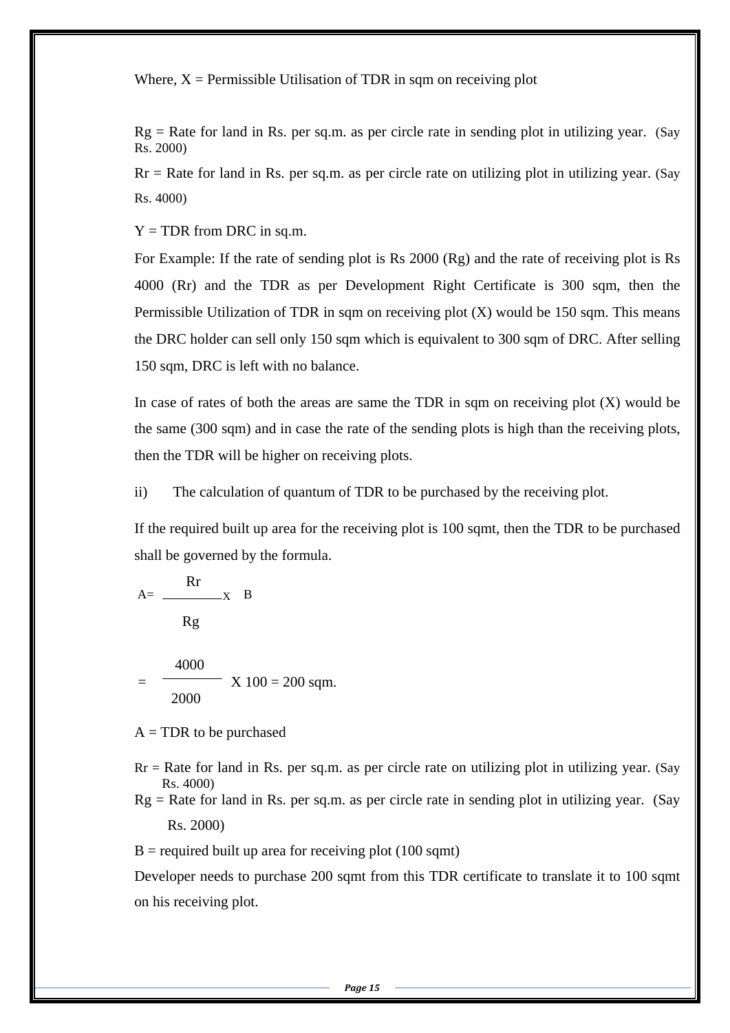Where, X = Permissible Utilisation of TDR in sqm on receiving plot

Rg = Rate for land in Rs. per sq.m. as per circle rate in sending plot in utilizing year. (Say Rs. 2000)

Rr = Rate for land in Rs. per sq.m. as per circle rate on utilizing plot in utilizing year. (Say Rs. 4000)

Y = TDR from DRC in sq.m.

For Example: If the rate of sending plot is Rs 2000 (Rg) and the rate of receiving plot is Rs 4000 (Rr) and the TDR as per Development Right Certificate is 300 sqm, then the Permissible Utilization of TDR in sqm on receiving plot (X) would be 150 sqm. This means the DRC holder can sell only 150 sqm which is equivalent to 300 sqm of DRC. After selling 150 sqm, DRC is left with no balance.

In case of rates of both the areas are same the TDR in sqm on receiving plot (X) would be the same (300 sqm) and in case the rate of the sending plots is high than the receiving plots, then the TDR will be higher on receiving plots.

ii) The calculation of quantum of TDR to be purchased by the receiving plot.

If the required built up area for the receiving plot is 100 sqmt, then the TDR to be purchased shall be governed by the formula.

$$A = \frac{Rr}{Rg} \times B$$

$$= \frac{4000}{2000} \times 100 = 200 \text{ sqm.}$$

A = TDR to be purchased

Rr = Rate for land in Rs. per sq.m. as per circle rate on utilizing plot in utilizing year. (Say Rs. 4000)

Rg = Rate for land in Rs. per sq.m. as per circle rate in sending plot in utilizing year. (Say Rs. 2000)

B = required built up area for receiving plot (100 sqmt)

Developer needs to purchase 200 sqmt from this TDR certificate to translate it to 100 sqmt on his receiving plot.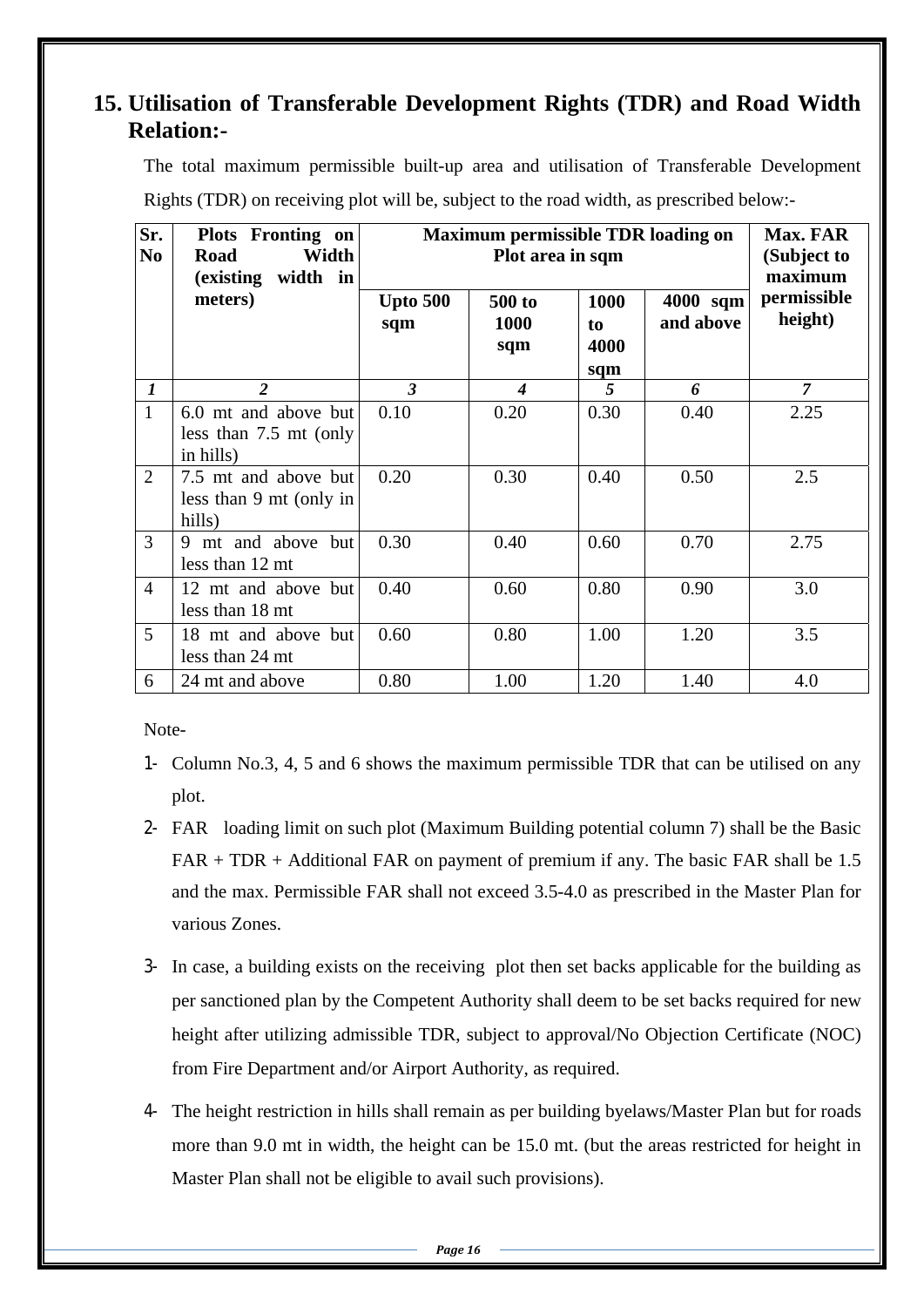## 15. Utilisation of Transferable Development Rights (TDR) and Road Width Relation:-

The total maximum permissible built-up area and utilisation of Transferable Development Rights (TDR) on receiving plot will be, subject to the road width, as prescribed below:-

| Sr. No | Plots Fronting on Road Width (existing width in meters) | Maximum permissible TDR loading on Plot area in sqm | | | | Max. FAR (Subject to maximum permissible height) |
|---|---|---|---|---|---|---|
| | | Upto 500 sqm | 500 to 1000 sqm | 1000 to 4000 sqm | 4000 sqm and above | |
| *1* | *2* | *3* | *4* | *5* | *6* | *7* |
| 1 | 6.0 mt and above but less than 7.5 mt (only in hills) | 0.10 | 0.20 | 0.30 | 0.40 | 2.25 |
| 2 | 7.5 mt and above but less than 9 mt (only in hills) | 0.20 | 0.30 | 0.40 | 0.50 | 2.5 |
| 3 | 9 mt and above but less than 12 mt | 0.30 | 0.40 | 0.60 | 0.70 | 2.75 |
| 4 | 12 mt and above but less than 18 mt | 0.40 | 0.60 | 0.80 | 0.90 | 3.0 |
| 5 | 18 mt and above but less than 24 mt | 0.60 | 0.80 | 1.00 | 1.20 | 3.5 |
| 6 | 24 mt and above | 0.80 | 1.00 | 1.20 | 1.40 | 4.0 |

Note-

1- Column No.3, 4, 5 and 6 shows the maximum permissible TDR that can be utilised on any plot.

2- FAR loading limit on such plot (Maximum Building potential column 7) shall be the Basic FAR + TDR + Additional FAR on payment of premium if any. The basic FAR shall be 1.5 and the max. Permissible FAR shall not exceed 3.5-4.0 as prescribed in the Master Plan for various Zones.

3- In case, a building exists on the receiving plot then set backs applicable for the building as per sanctioned plan by the Competent Authority shall deem to be set backs required for new height after utilizing admissible TDR, subject to approval/No Objection Certificate (NOC) from Fire Department and/or Airport Authority, as required.

4- The height restriction in hills shall remain as per building byelaws/Master Plan but for roads more than 9.0 mt in width, the height can be 15.0 mt. (but the areas restricted for height in Master Plan shall not be eligible to avail such provisions).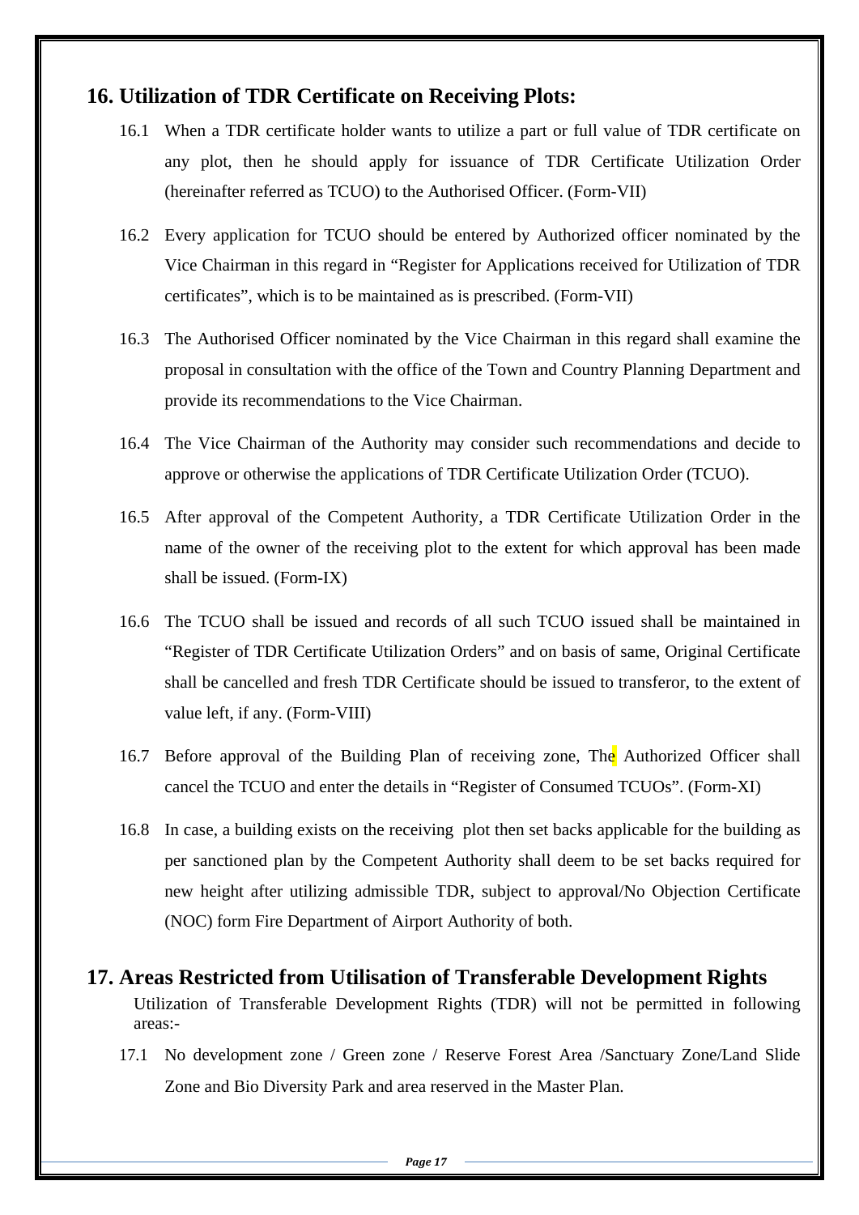## 16. Utilization of TDR Certificate on Receiving Plots:

16.1 When a TDR certificate holder wants to utilize a part or full value of TDR certificate on any plot, then he should apply for issuance of TDR Certificate Utilization Order (hereinafter referred as TCUO) to the Authorised Officer. (Form-VII)

16.2 Every application for TCUO should be entered by Authorized officer nominated by the Vice Chairman in this regard in "Register for Applications received for Utilization of TDR certificates", which is to be maintained as is prescribed. (Form-VII)

16.3 The Authorised Officer nominated by the Vice Chairman in this regard shall examine the proposal in consultation with the office of the Town and Country Planning Department and provide its recommendations to the Vice Chairman.

16.4 The Vice Chairman of the Authority may consider such recommendations and decide to approve or otherwise the applications of TDR Certificate Utilization Order (TCUO).

16.5 After approval of the Competent Authority, a TDR Certificate Utilization Order in the name of the owner of the receiving plot to the extent for which approval has been made shall be issued. (Form-IX)

16.6 The TCUO shall be issued and records of all such TCUO issued shall be maintained in "Register of TDR Certificate Utilization Orders" and on basis of same, Original Certificate shall be cancelled and fresh TDR Certificate should be issued to transferor, to the extent of value left, if any. (Form-VIII)

16.7 Before approval of the Building Plan of receiving zone, The Authorized Officer shall cancel the TCUO and enter the details in "Register of Consumed TCUOs". (Form-XI)

16.8 In case, a building exists on the receiving plot then set backs applicable for the building as per sanctioned plan by the Competent Authority shall deem to be set backs required for new height after utilizing admissible TDR, subject to approval/No Objection Certificate (NOC) form Fire Department of Airport Authority of both.

## 17. Areas Restricted from Utilisation of Transferable Development Rights

Utilization of Transferable Development Rights (TDR) will not be permitted in following areas:-

17.1 No development zone / Green zone / Reserve Forest Area /Sanctuary Zone/Land Slide Zone and Bio Diversity Park and area reserved in the Master Plan.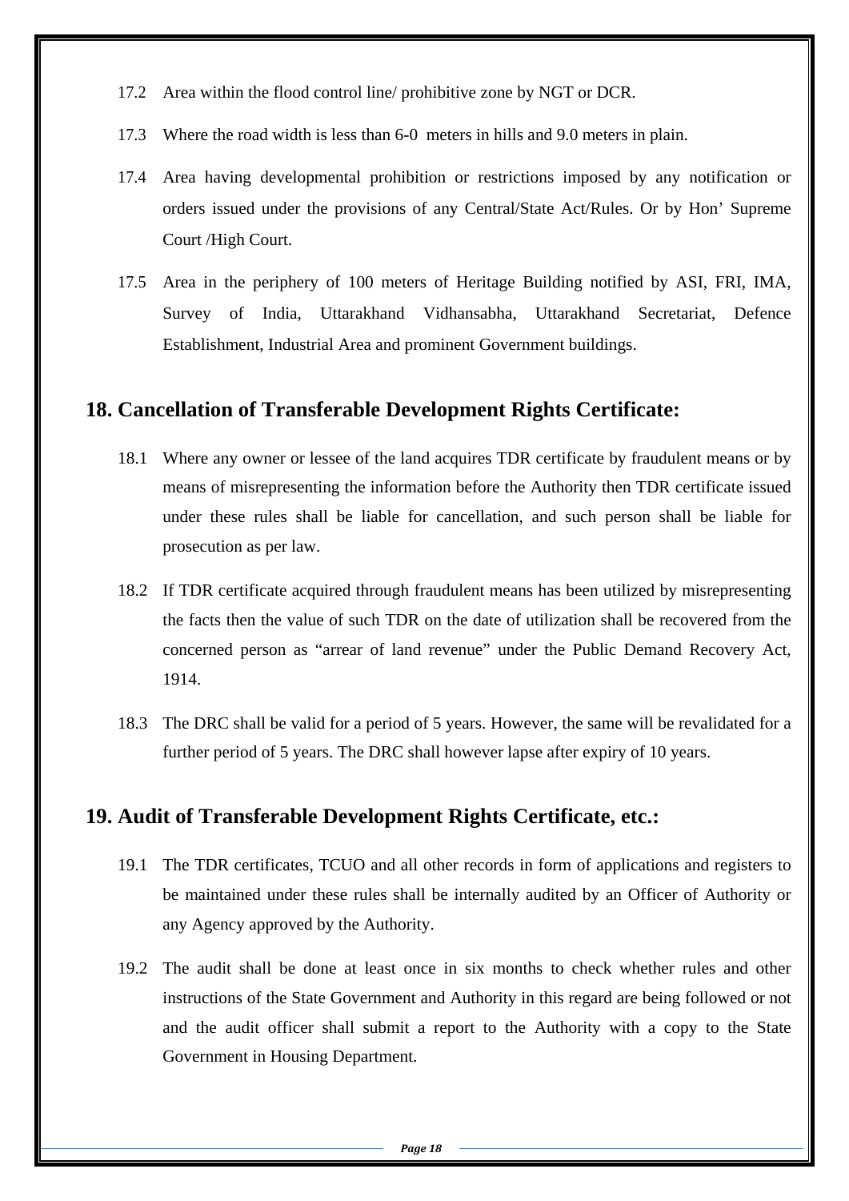17.2 Area within the flood control line/ prohibitive zone by NGT or DCR.

17.3 Where the road width is less than 6-0 meters in hills and 9.0 meters in plain.

17.4 Area having developmental prohibition or restrictions imposed by any notification or orders issued under the provisions of any Central/State Act/Rules. Or by Hon' Supreme Court /High Court.

17.5 Area in the periphery of 100 meters of Heritage Building notified by ASI, FRI, IMA, Survey of India, Uttarakhand Vidhansabha, Uttarakhand Secretariat, Defence Establishment, Industrial Area and prominent Government buildings.

## 18. Cancellation of Transferable Development Rights Certificate:

18.1 Where any owner or lessee of the land acquires TDR certificate by fraudulent means or by means of misrepresenting the information before the Authority then TDR certificate issued under these rules shall be liable for cancellation, and such person shall be liable for prosecution as per law.

18.2 If TDR certificate acquired through fraudulent means has been utilized by misrepresenting the facts then the value of such TDR on the date of utilization shall be recovered from the concerned person as "arrear of land revenue" under the Public Demand Recovery Act, 1914.

18.3 The DRC shall be valid for a period of 5 years. However, the same will be revalidated for a further period of 5 years. The DRC shall however lapse after expiry of 10 years.

## 19. Audit of Transferable Development Rights Certificate, etc.:

19.1 The TDR certificates, TCUO and all other records in form of applications and registers to be maintained under these rules shall be internally audited by an Officer of Authority or any Agency approved by the Authority.

19.2 The audit shall be done at least once in six months to check whether rules and other instructions of the State Government and Authority in this regard are being followed or not and the audit officer shall submit a report to the Authority with a copy to the State Government in Housing Department.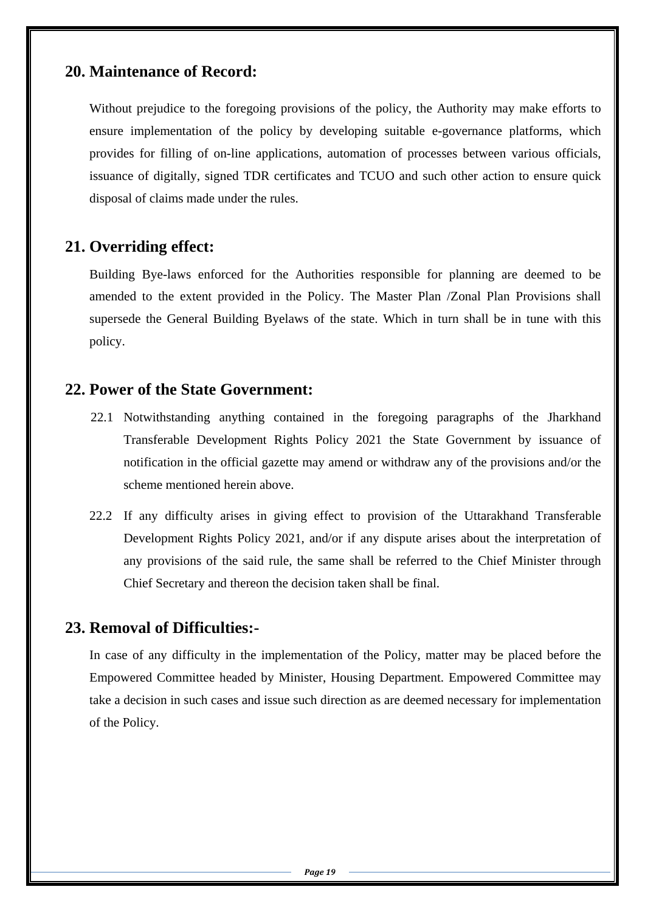## 20. Maintenance of Record:

Without prejudice to the foregoing provisions of the policy, the Authority may make efforts to ensure implementation of the policy by developing suitable e-governance platforms, which provides for filling of on-line applications, automation of processes between various officials, issuance of digitally, signed TDR certificates and TCUO and such other action to ensure quick disposal of claims made under the rules.

## 21. Overriding effect:

Building Bye-laws enforced for the Authorities responsible for planning are deemed to be amended to the extent provided in the Policy. The Master Plan /Zonal Plan Provisions shall supersede the General Building Byelaws of the state. Which in turn shall be in tune with this policy.

## 22. Power of the State Government:

22.1 Notwithstanding anything contained in the foregoing paragraphs of the Jharkhand Transferable Development Rights Policy 2021 the State Government by issuance of notification in the official gazette may amend or withdraw any of the provisions and/or the scheme mentioned herein above.

22.2 If any difficulty arises in giving effect to provision of the Uttarakhand Transferable Development Rights Policy 2021, and/or if any dispute arises about the interpretation of any provisions of the said rule, the same shall be referred to the Chief Minister through Chief Secretary and thereon the decision taken shall be final.

## 23. Removal of Difficulties:-

In case of any difficulty in the implementation of the Policy, matter may be placed before the Empowered Committee headed by Minister, Housing Department. Empowered Committee may take a decision in such cases and issue such direction as are deemed necessary for implementation of the Policy.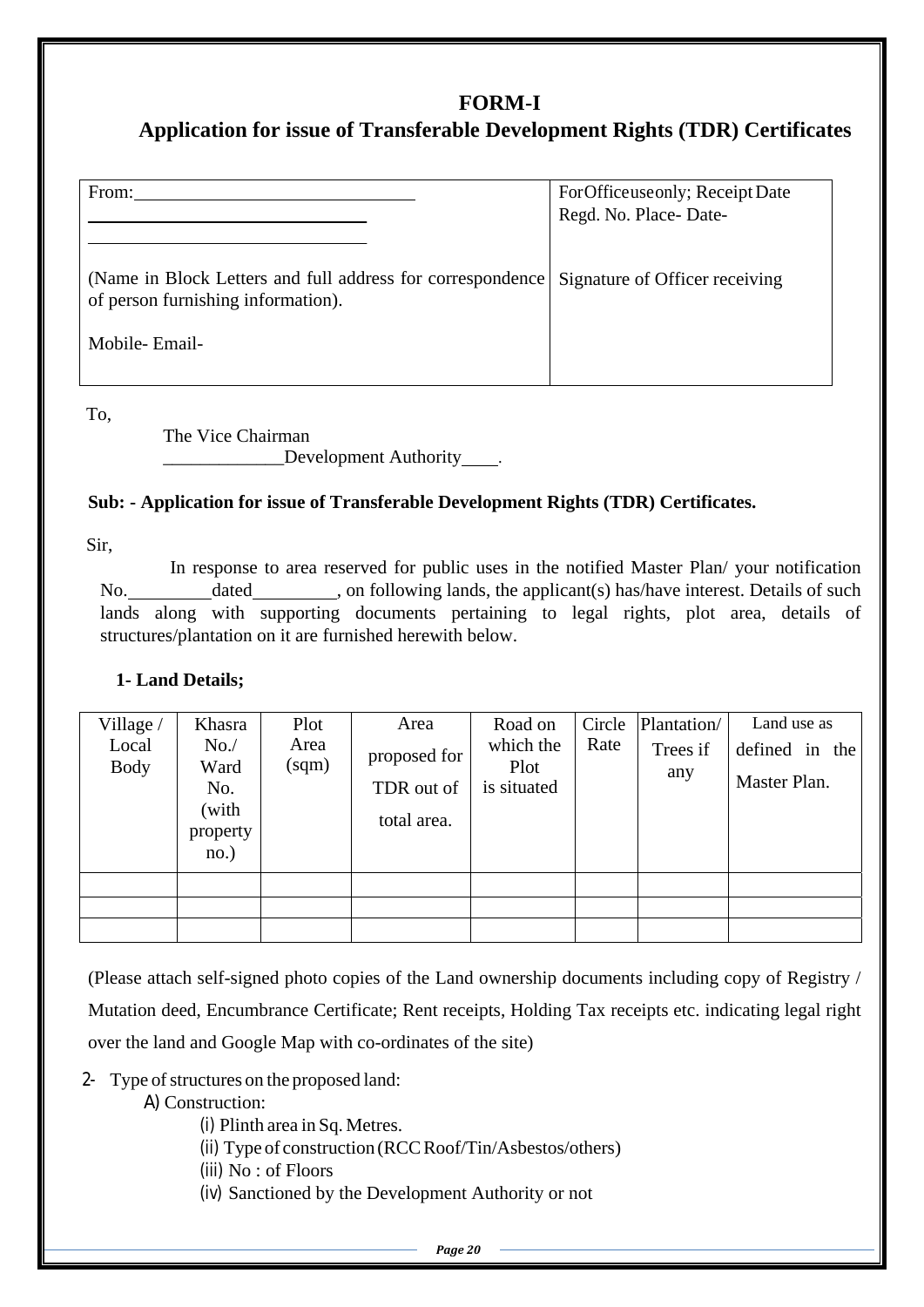# FORM-I

## Application for issue of Transferable Development Rights (TDR) Certificates

| | |
|---|---|
| From:_______________________________<br>_______________________________<br>_______________________________<br><br>(Name in Block Letters and full address for correspondence of person furnishing information).<br><br>Mobile- Email- | ForOfficeuseonly; Receipt Date<br>Regd. No. Place- Date-<br><br>Signature of Officer receiving |

To,

The Vice Chairman

_____________Development Authority____.

**Sub: - Application for issue of Transferable Development Rights (TDR) Certificates.**

Sir,

In response to area reserved for public uses in the notified Master Plan/ your notification No.________dated________, on following lands, the applicant(s) has/have interest. Details of such lands along with supporting documents pertaining to legal rights, plot area, details of structures/plantation on it are furnished herewith below.

**1- Land Details;**

| Village / Local Body | Khasra No./ Ward No. (with property no.) | Plot Area (sqm) | Area proposed for TDR out of total area. | Road on which the Plot is situated | Circle Rate | Plantation/ Trees if any | Land use as defined in the Master Plan. |
|---|---|---|---|---|---|---|---|
| | | | | | | | |
| | | | | | | | |
| | | | | | | | |

(Please attach self-signed photo copies of the Land ownership documents including copy of Registry / Mutation deed, Encumbrance Certificate; Rent receipts, Holding Tax receipts etc. indicating legal right over the land and Google Map with co-ordinates of the site)

2- Type of structures on the proposed land:

A) Construction:

(i) Plinth area in Sq. Metres.

(ii) Type of construction (RCC Roof/Tin/Asbestos/others)

(iii) No : of Floors

(iv) Sanctioned by the Development Authority or not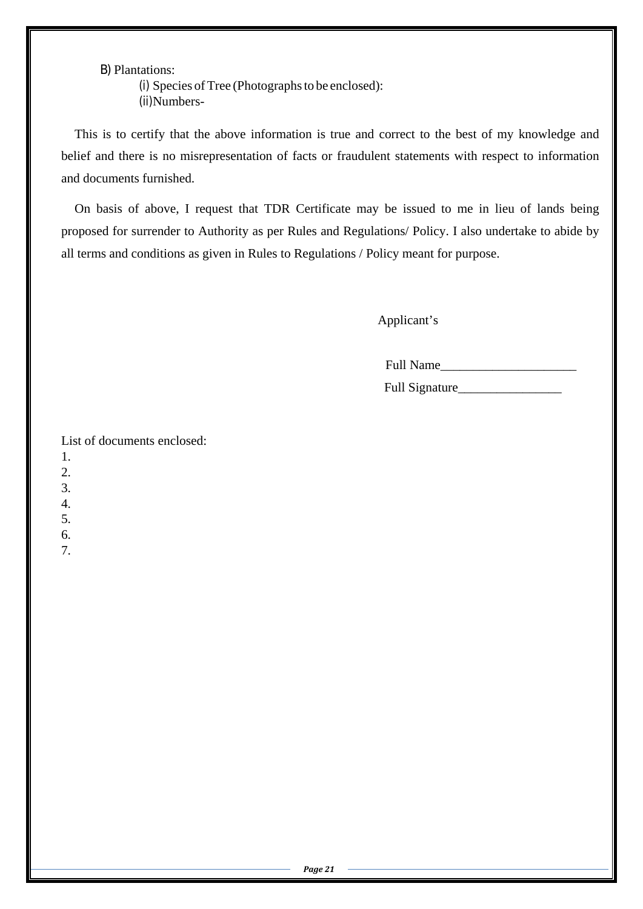B) Plantations:

(i) Species of Tree (Photographs to be enclosed):

(ii)Numbers-

This is to certify that the above information is true and correct to the best of my knowledge and belief and there is no misrepresentation of facts or fraudulent statements with respect to information and documents furnished.

On basis of above, I request that TDR Certificate may be issued to me in lieu of lands being proposed for surrender to Authority as per Rules and Regulations/ Policy. I also undertake to abide by all terms and conditions as given in Rules to Regulations / Policy meant for purpose.

Applicant's

Full Name_____________________

Full Signature________________

List of documents enclosed:

1.
2.
3.
4.
5.
6.
7.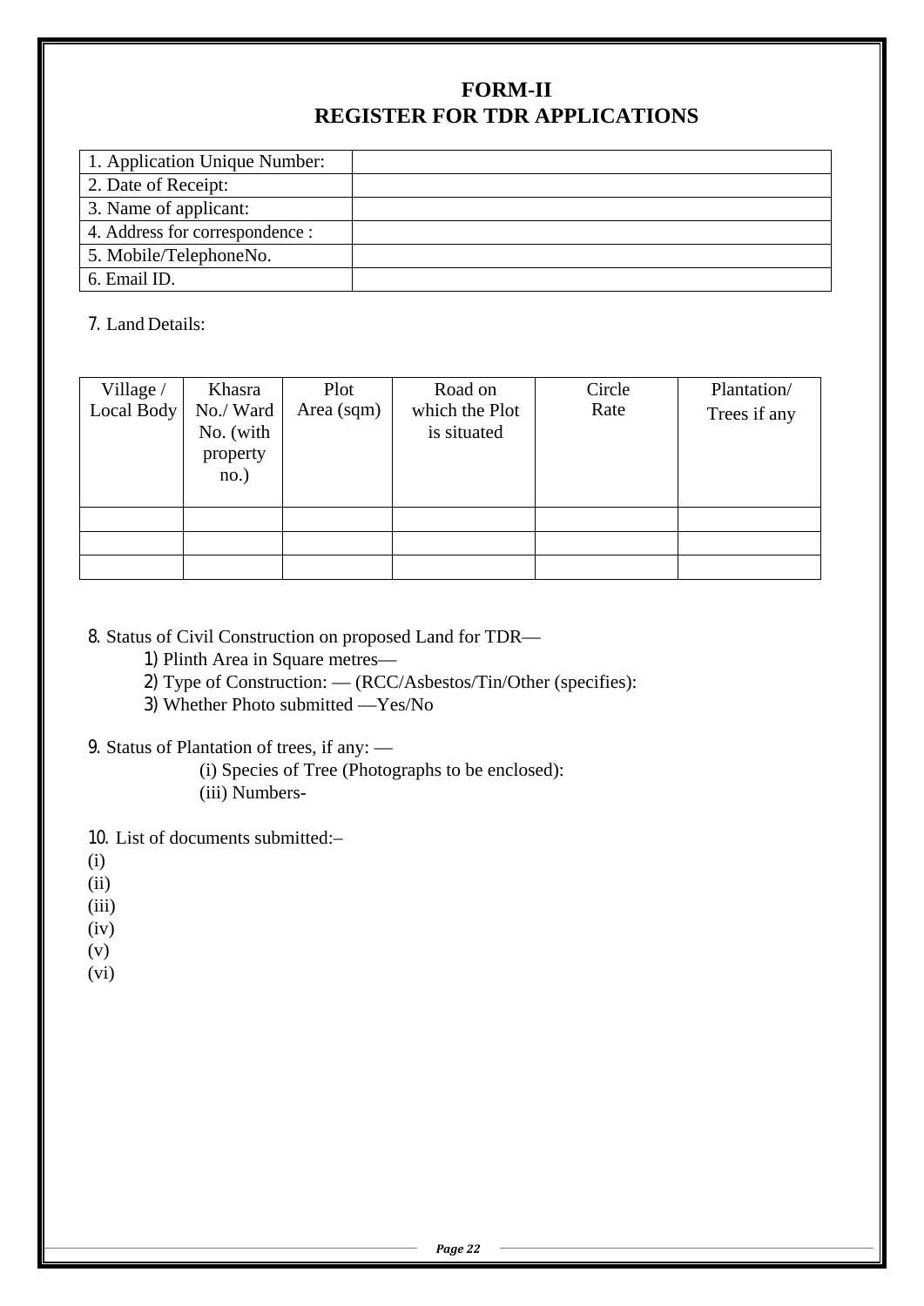# FORM-II
## REGISTER FOR TDR APPLICATIONS

| | |
|---|---|
| 1. Application Unique Number: | |
| 2. Date of Receipt: | |
| 3. Name of applicant: | |
| 4. Address for correspondence : | |
| 5. Mobile/TelephoneNo. | |
| 6. Email ID. | |

7. Land Details:

| Village / Local Body | Khasra No./ Ward No. (with property no.) | Plot Area (sqm) | Road on which the Plot is situated | Circle Rate | Plantation/ Trees if any |
|---|---|---|---|---|---|
| | | | | | |
| | | | | | |
| | | | | | |

8. Status of Civil Construction on proposed Land for TDR—
   1) Plinth Area in Square metres—
   2) Type of Construction: — (RCC/Asbestos/Tin/Other (specifies):
   3) Whether Photo submitted —Yes/No

9. Status of Plantation of trees, if any: —
   (i) Species of Tree (Photographs to be enclosed):
   (iii) Numbers-

10. List of documents submitted:–

(i)
(ii)
(iii)
(iv)
(v)
(vi)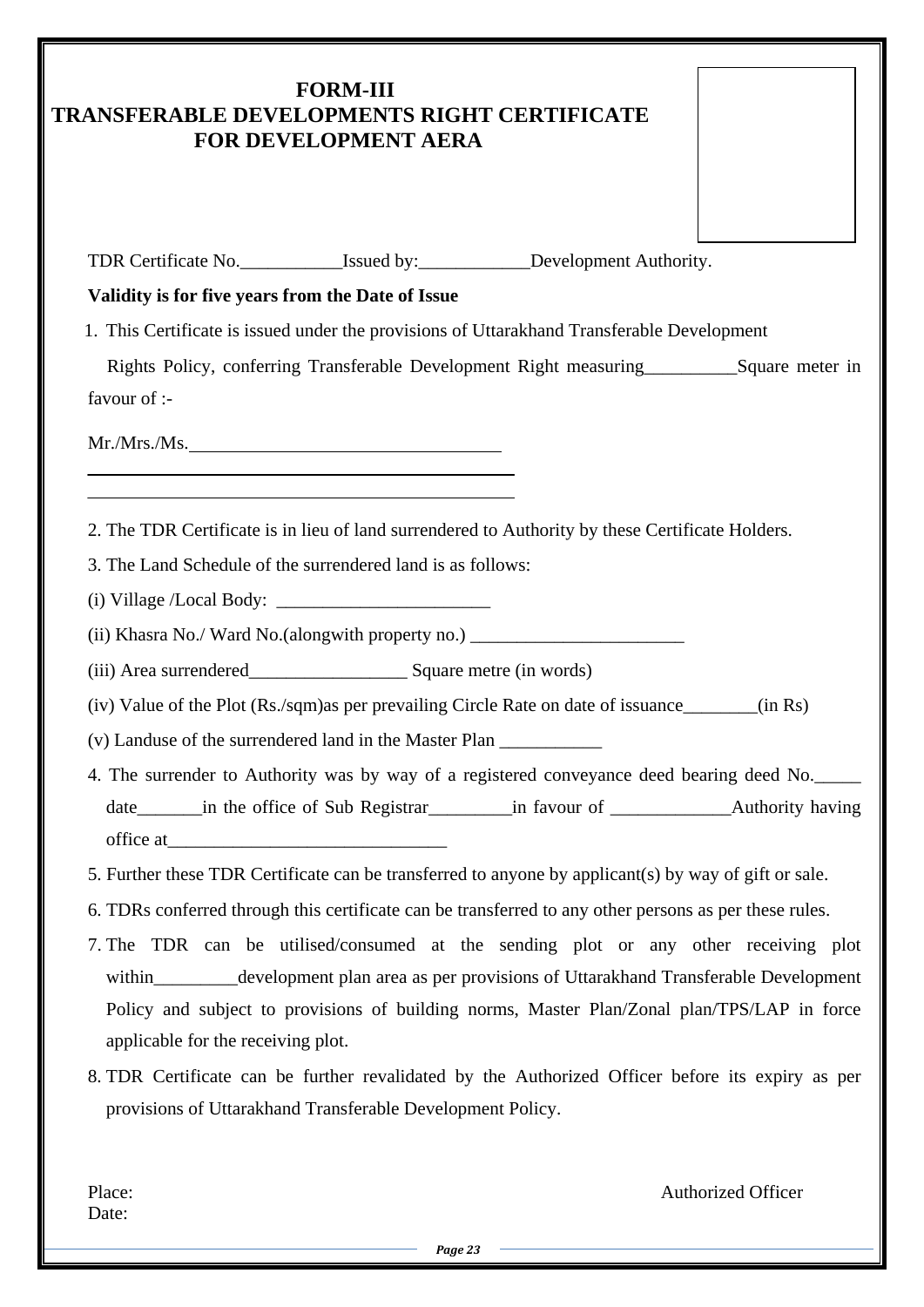# FORM-III
## TRANSFERABLE DEVELOPMENTS RIGHT CERTIFICATE FOR DEVELOPMENT AERA

TDR Certificate No.___________Issued by:____________Development Authority.

**Validity is for five years from the Date of Issue**

1. This Certificate is issued under the provisions of Uttarakhand Transferable Development Rights Policy, conferring Transferable Development Right measuring__________Square meter in favour of :-

Mr./Mrs./Ms.__________________________________

______________________________________________

______________________________________________

2. The TDR Certificate is in lieu of land surrendered to Authority by these Certificate Holders.
3. The Land Schedule of the surrendered land is as follows:

(i) Village /Local Body: _______________________

(ii) Khasra No./ Ward No.(alongwith property no.) _______________________

(iii) Area surrendered_________________ Square metre (in words)

(iv) Value of the Plot (Rs./sqm)as per prevailing Circle Rate on date of issuance________(in Rs)

(v) Landuse of the surrendered land in the Master Plan ___________

4. The surrender to Authority was by way of a registered conveyance deed bearing deed No._____ date_______in the office of Sub Registrar_________in favour of _____________Authority having office at______________________________
5. Further these TDR Certificate can be transferred to anyone by applicant(s) by way of gift or sale.
6. TDRs conferred through this certificate can be transferred to any other persons as per these rules.
7. The TDR can be utilised/consumed at the sending plot or any other receiving plot within_________development plan area as per provisions of Uttarakhand Transferable Development Policy and subject to provisions of building norms, Master Plan/Zonal plan/TPS/LAP in force applicable for the receiving plot.
8. TDR Certificate can be further revalidated by the Authorized Officer before its expiry as per provisions of Uttarakhand Transferable Development Policy.

Place:

Date:

Authorized Officer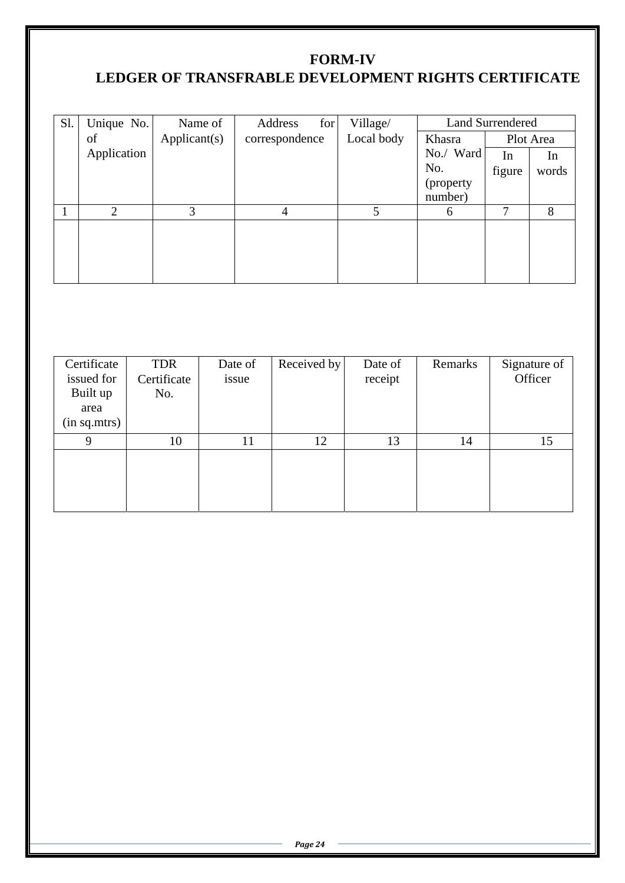# FORM-IV

# LEDGER OF TRANSFRABLE DEVELOPMENT RIGHTS CERTIFICATE

| Sl. | Unique No. of Application | Name of Applicant(s) | Address for correspondence | Village/ Local body | Land Surrendered | | |
|---|---|---|---|---|---|---|---|
| | | | | | Khasra No./ Ward No. (property number) | Plot Area | |
| | | | | | | In figure | In words |
| 1 | 2 | 3 | 4 | 5 | 6 | 7 | 8 |
| | | | | | | | |

| Certificate issued for Built up area (in sq.mtrs) | TDR Certificate No. | Date of issue | Received by | Date of receipt | Remarks | Signature of Officer |
|---|---|---|---|---|---|---|
| 9 | 10 | 11 | 12 | 13 | 14 | 15 |
| | | | | | | |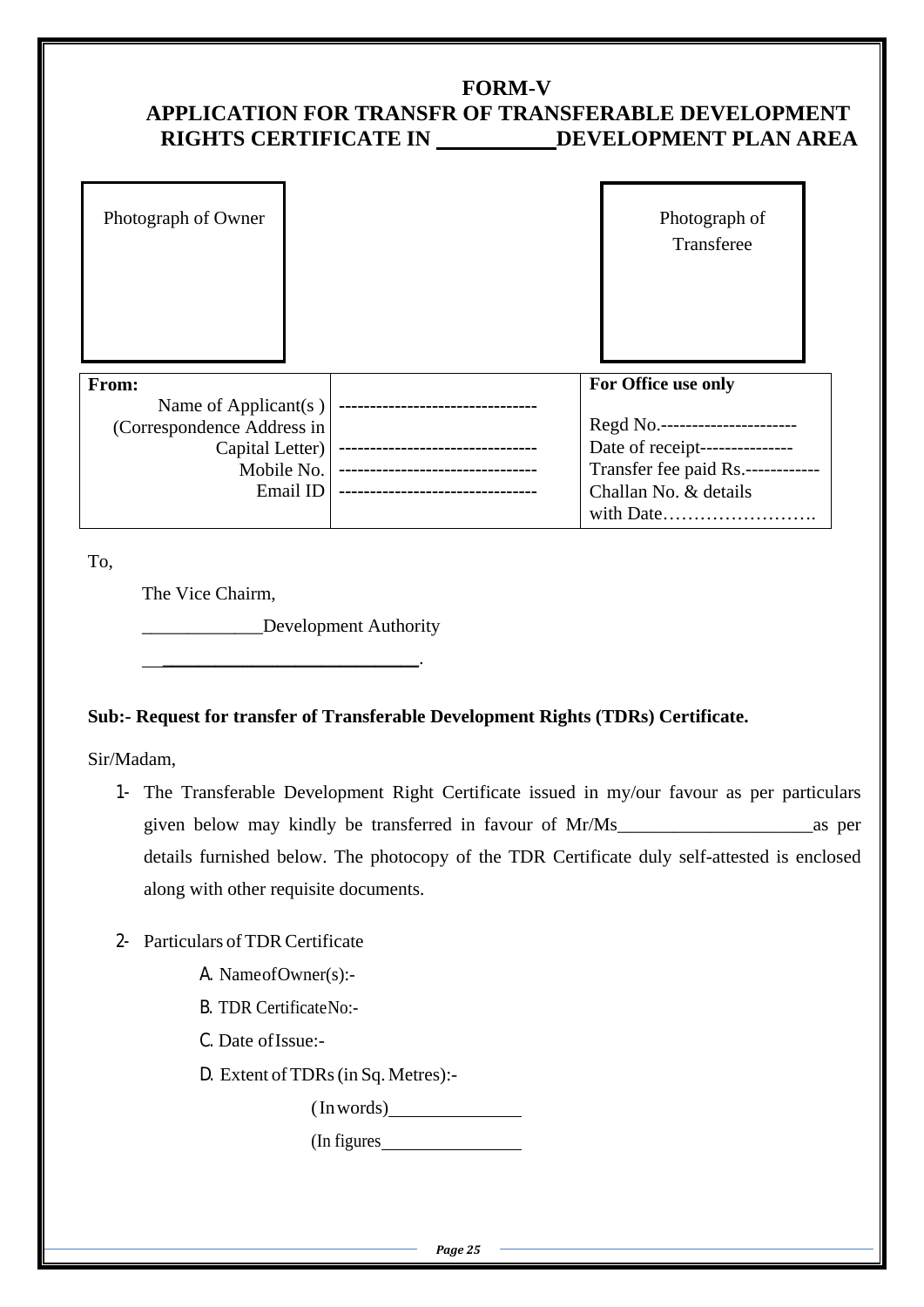# FORM-V

## APPLICATION FOR TRANSFR OF TRANSFERABLE DEVELOPMENT RIGHTS CERTIFICATE IN ___________ DEVELOPMENT PLAN AREA

| Photograph of Owner | | Photograph of Transferee |
|---|---|---|

| From: | | For Office use only |
|---|---|---|
| Name of Applicant(s ) | -------------------------------- | Regd No.---------------------- |
| (Correspondence Address in Capital Letter) | -------------------------------- | Date of receipt--------------- |
| Mobile No. | -------------------------------- | Transfer fee paid Rs.------------ |
| Email ID | -------------------------------- | Challan No. & details with Date……………………. |

To,

The Vice Chairm,

_____________Development Authority

____________________________.

**Sub:- Request for transfer of Transferable Development Rights (TDRs) Certificate.**

Sir/Madam,

1- The Transferable Development Right Certificate issued in my/our favour as per particulars given below may kindly be transferred in favour of Mr/Ms_____________________as per details furnished below. The photocopy of the TDR Certificate duly self-attested is enclosed along with other requisite documents.

2- Particulars of TDR Certificate

A. Name of Owner(s):-

B. TDR Certificate No:-

C. Date of Issue:-

D. Extent of TDRs (in Sq. Metres):-

(In words)_______________

(In figures_______________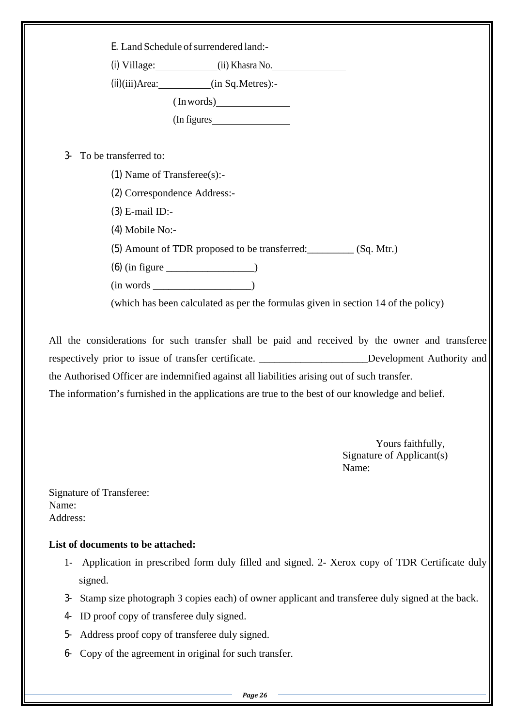E. Land Schedule of surrendered land:-

(i) Village:\_\_\_\_\_\_\_\_\_\_\_\_ (ii) Khasra No.\_\_\_\_\_\_\_\_\_\_\_\_\_\_

(ii)(iii)Area:\_\_\_\_\_\_\_\_\_\_ (in Sq.Metres):-

(In words)\_\_\_\_\_\_\_\_\_\_\_\_\_\_

(In figures\_\_\_\_\_\_\_\_\_\_\_\_\_\_\_

3- To be transferred to:

(1) Name of Transferee(s):-

(2) Correspondence Address:-

(3) E-mail ID:-

(4) Mobile No:-

(5) Amount of TDR proposed to be transferred:\_\_\_\_\_\_\_\_\_ (Sq. Mtr.)

(6) (in figure \_\_\_\_\_\_\_\_\_\_\_\_\_\_\_\_\_)

(in words \_\_\_\_\_\_\_\_\_\_\_\_\_\_\_\_\_\_\_)

(which has been calculated as per the formulas given in section 14 of the policy)

All the considerations for such transfer shall be paid and received by the owner and transferee respectively prior to issue of transfer certificate. \_\_\_\_\_\_\_\_\_\_\_\_\_\_\_\_\_\_\_\_\_Development Authority and the Authorised Officer are indemnified against all liabilities arising out of such transfer.

The information's furnished in the applications are true to the best of our knowledge and belief.

Yours faithfully,
Signature of Applicant(s)
Name:

Signature of Transferee:
Name:
Address:

**List of documents to be attached:**

1- Application in prescribed form duly filled and signed. 2- Xerox copy of TDR Certificate duly signed.

3- Stamp size photograph 3 copies each) of owner applicant and transferee duly signed at the back.

4- ID proof copy of transferee duly signed.

5- Address proof copy of transferee duly signed.

6- Copy of the agreement in original for such transfer.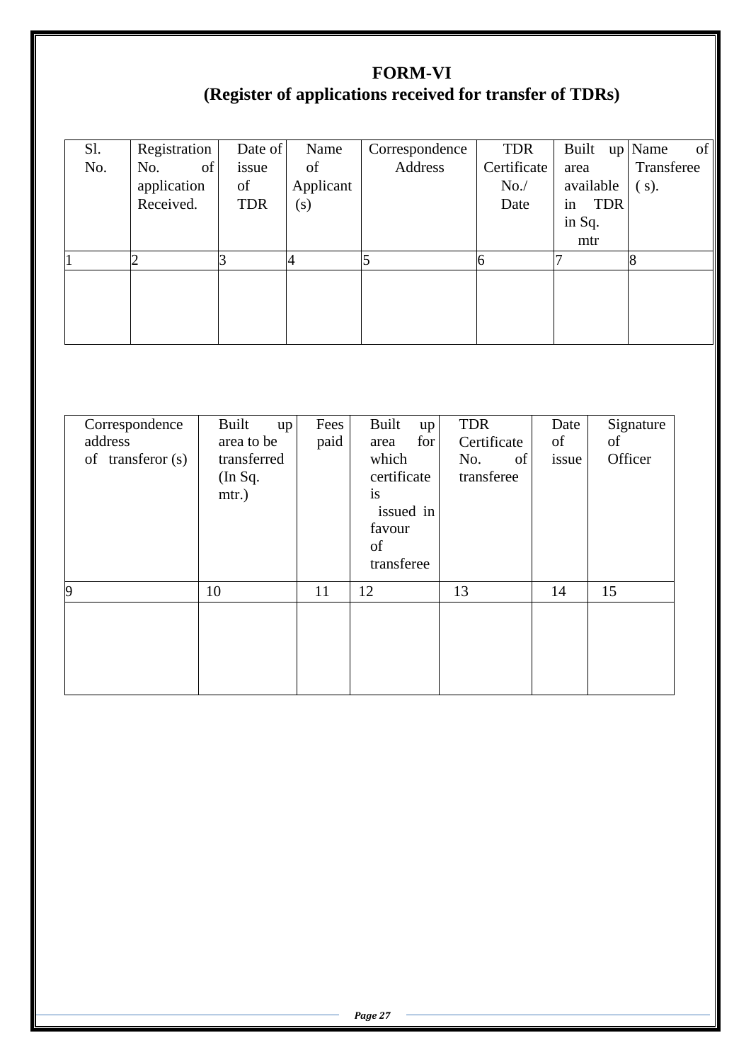# FORM-VI
## (Register of applications received for transfer of TDRs)

| Sl. No. | Registration No. of application Received. | Date of issue of TDR | Name of Applicant (s) | Correspondence Address | TDR Certificate No./ Date | Built up area available in TDR in Sq. mtr | Name of Transferee ( s). |
|---|---|---|---|---|---|---|---|
| 1 | 2 | 3 | 4 | 5 | 6 | 7 | 8 |
| | | | | | | | |

| Correspondence address of transferor (s) | Built up area to be transferred (In Sq. mtr.) | Fees paid | Built up area for which certificate is issued in favour of transferee | TDR Certificate No. of transferee | Date of issue | Signature of Officer |
|---|---|---|---|---|---|---|
| 9 | 10 | 11 | 12 | 13 | 14 | 15 |
| | | | | | | |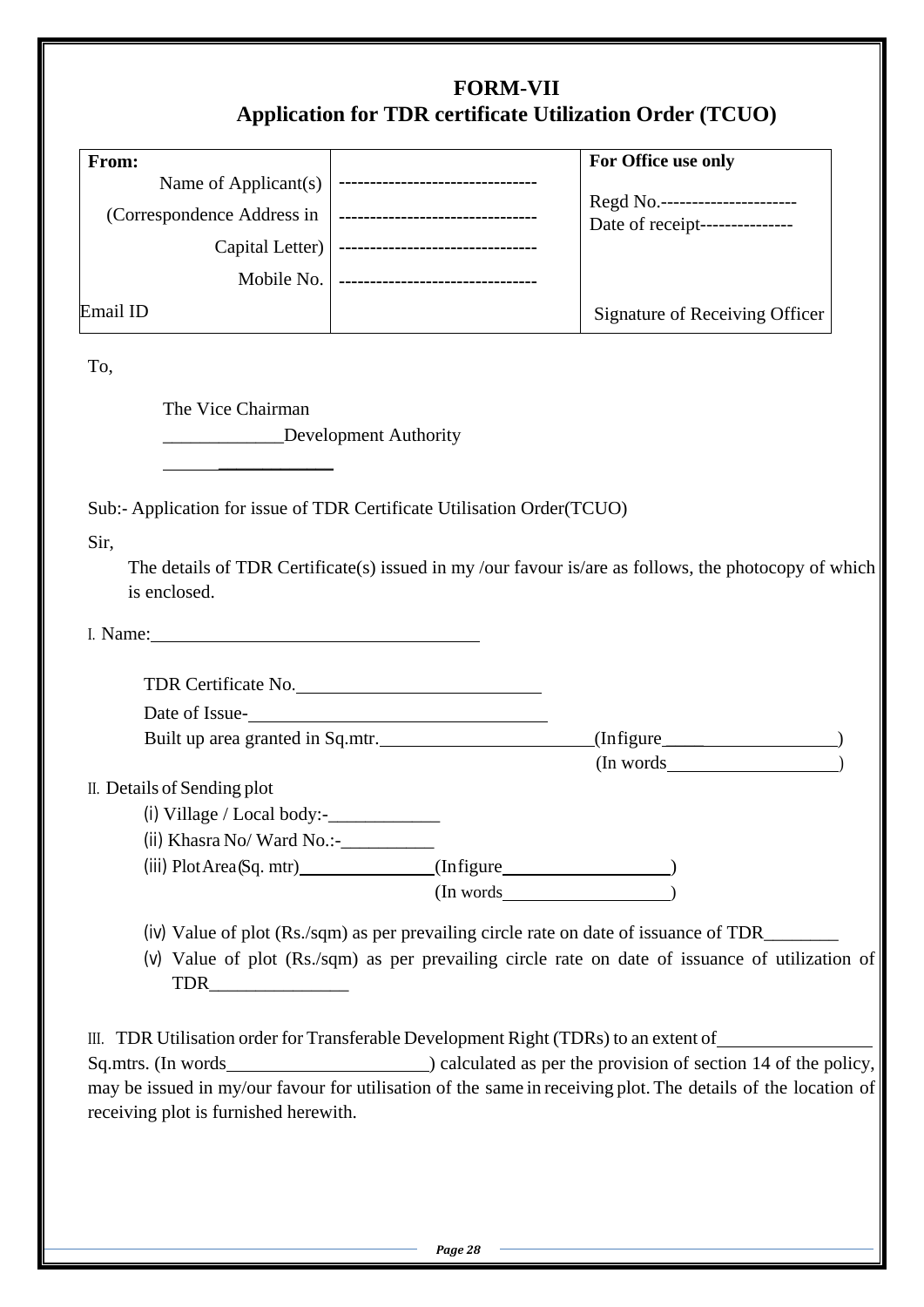# FORM-VII

## Application for TDR certificate Utilization Order (TCUO)

| | | |
|---|---|---|
| **From:** Name of Applicant(s) | -------------------------------- | **For Office use only** |
| (Correspondence Address in | -------------------------------- | Regd No.---------------------- Date of receipt--------------- |
| Capital Letter) | -------------------------------- | |
| Mobile No. | -------------------------------- | |
| Email ID | | Signature of Receiving Officer |

To,

The Vice Chairman

_____________Development Authority

_________________

Sub:- Application for issue of TDR Certificate Utilisation Order(TCUO)

Sir,

The details of TDR Certificate(s) issued in my /our favour is/are as follows, the photocopy of which is enclosed.

I. Name:___________________________________

TDR Certificate No.__________________________

Date of Issue-________________________________

Built up area granted in Sq.mtr.______________________(Infigure____________________)

(In words__________________)

II. Details of Sending plot

(i) Village / Local body:-____________

(ii) Khasra No/ Ward No.:-__________

(iii) Plot Area(Sq. mtr)_______________(Infigure__________________)

(In words__________________)

(iv) Value of plot (Rs./sqm) as per prevailing circle rate on date of issuance of TDR________

(v) Value of plot (Rs./sqm) as per prevailing circle rate on date of issuance of utilization of TDR_______________

III. TDR Utilisation order for Transferable Development Right (TDRs) to an extent of________________ Sq.mtrs. (In words_____________________) calculated as per the provision of section 14 of the policy, may be issued in my/our favour for utilisation of the same in receiving plot. The details of the location of receiving plot is furnished herewith.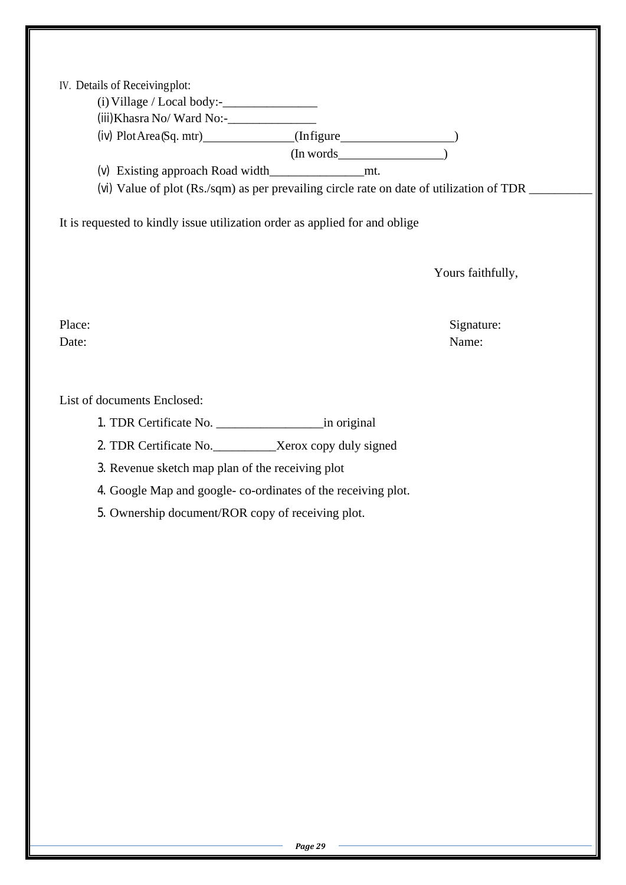IV. Details of Receiving plot:

(i) Village / Local body:-_______________

(iii) Khasra No/ Ward No:-______________

(iv) Plot Area (Sq. mtr)______________(In figure__________________)

(In words_________________)

(v) Existing approach Road width_______________mt.

(vi) Value of plot (Rs./sqm) as per prevailing circle rate on date of utilization of TDR __________

It is requested to kindly issue utilization order as applied for and oblige

Yours faithfully,

Place:

Date:

Signature:

Name:

List of documents Enclosed:

1. TDR Certificate No. _________________in original
2. TDR Certificate No.__________Xerox copy duly signed
3. Revenue sketch map plan of the receiving plot
4. Google Map and google- co-ordinates of the receiving plot.
5. Ownership document/ROR copy of receiving plot.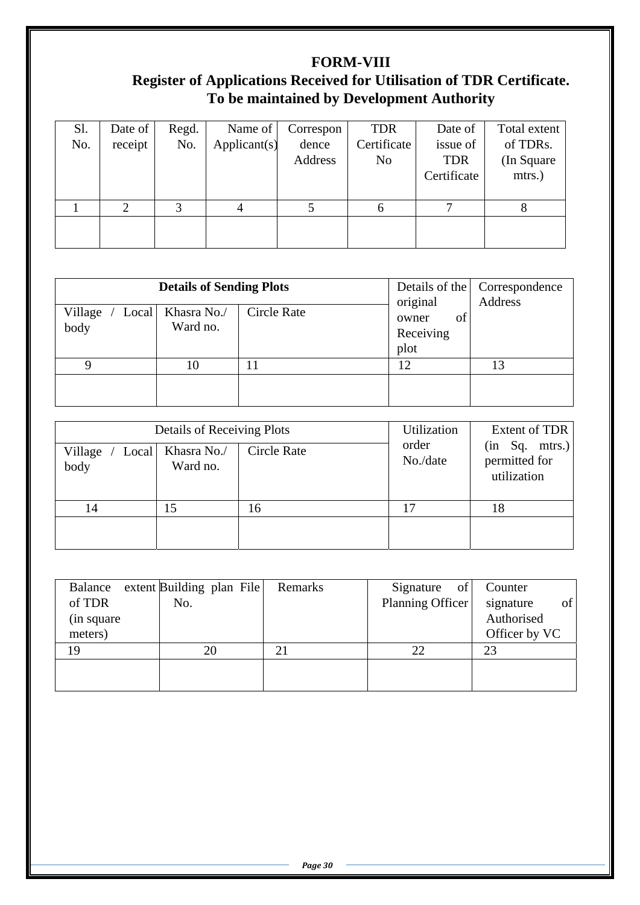# FORM-VIII

## Register of Applications Received for Utilisation of TDR Certificate. To be maintained by Development Authority

| Sl. No. | Date of receipt | Regd. No. | Name of Applicant(s) | Correspondence Address | TDR Certificate No | Date of issue of TDR Certificate | Total extent of TDRs. (In Square mtrs.) |
|---|---|---|---|---|---|---|---|
| 1 | 2 | 3 | 4 | 5 | 6 | 7 | 8 |
| | | | | | | | |

| Details of Sending Plots | | | Details of the original owner of Receiving plot | Correspondence Address |
|---|---|---|---|---|
| Village / Local body | Khasra No./ Ward no. | Circle Rate | | |
| 9 | 10 | 11 | 12 | 13 |
| | | | | |

| Details of Receiving Plots | | | Utilization order No./date | Extent of TDR (in Sq. mtrs.) permitted for utilization |
|---|---|---|---|---|
| Village / Local body | Khasra No./ Ward no. | Circle Rate | | |
| 14 | 15 | 16 | 17 | 18 |
| | | | | |

| Balance extent of TDR (in square meters) | Building plan File No. | Remarks | Signature of Planning Officer | Counter signature of Authorised Officer by VC |
|---|---|---|---|---|
| 19 | 20 | 21 | 22 | 23 |
| | | | | |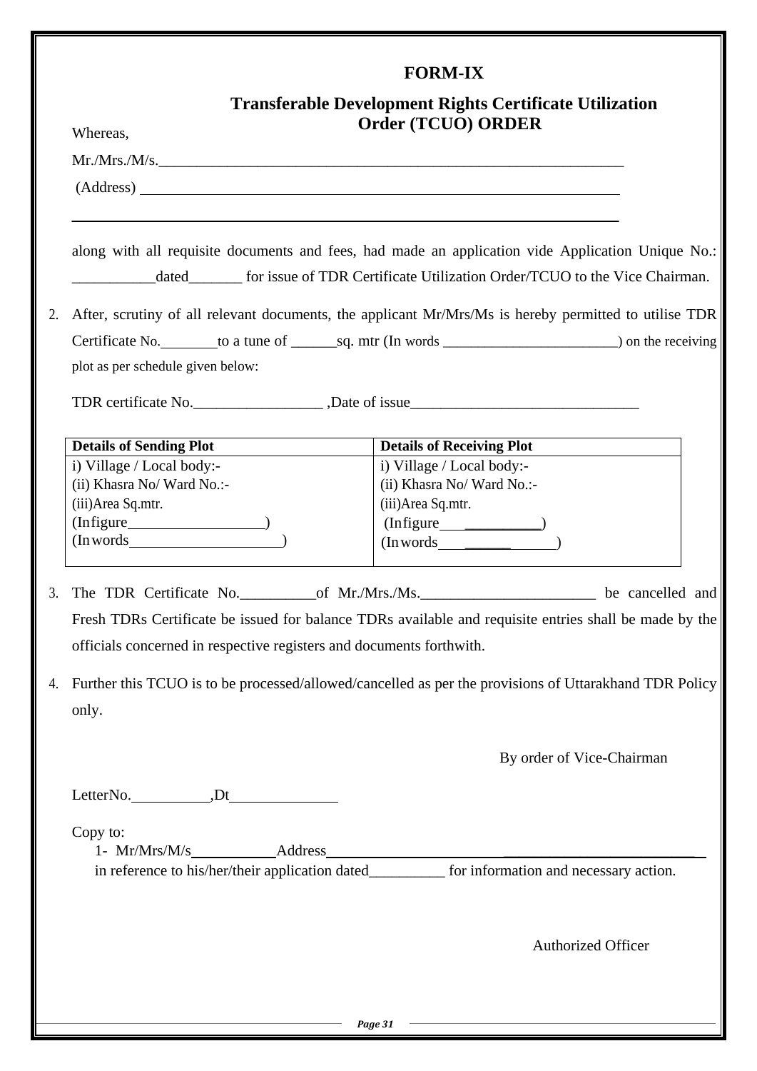# FORM-IX

## Transferable Development Rights Certificate Utilization Order (TCUO) ORDER

Whereas,

Mr./Mrs./M/s.________________________________________________________________

(Address) ________________________________________________________________

________________________________________________________________

along with all requisite documents and fees, had made an application vide Application Unique No.: ___________dated_______ for issue of TDR Certificate Utilization Order/TCUO to the Vice Chairman.

2. After, scrutiny of all relevant documents, the applicant Mr/Mrs/Ms is hereby permitted to utilise TDR Certificate No.________to a tune of ______sq. mtr (In words _________________________) on the receiving plot as per schedule given below:

TDR certificate No._________________ ,Date of issue_______________________________

| Details of Sending Plot | Details of Receiving Plot |
|---|---|
| i) Village / Local body:-<br>(ii) Khasra No/ Ward No.:-<br>(iii)Area Sq.mtr.<br>(Infigure__________________)<br>(Inwords____________________) | i) Village / Local body:-<br>(ii) Khasra No/ Ward No.:-<br>(iii)Area Sq.mtr.<br>(Infigure______________)<br>(Inwords_______________) |

3. The TDR Certificate No.__________of Mr./Mrs./Ms.________________________ be cancelled and Fresh TDRs Certificate be issued for balance TDRs available and requisite entries shall be made by the officials concerned in respective registers and documents forthwith.

4. Further this TCUO is to be processed/allowed/cancelled as per the provisions of Uttarakhand TDR Policy only.

By order of Vice-Chairman

LetterNo.__________,Dt______________

Copy to:

1- Mr/Mrs/M/s___________Address______________________________________________

in reference to his/her/their application dated__________ for information and necessary action.

Authorized Officer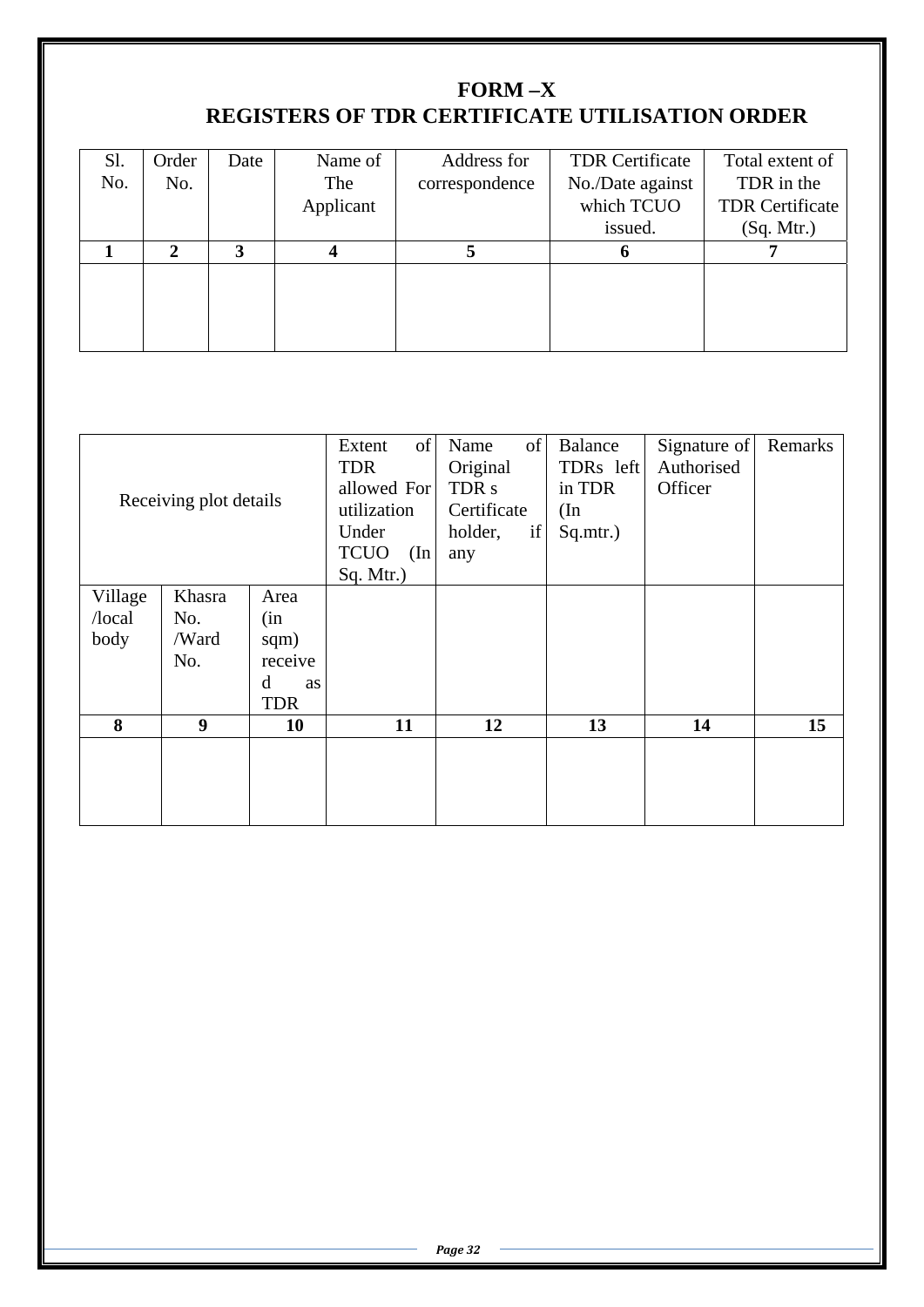# FORM –X

## REGISTERS OF TDR CERTIFICATE UTILISATION ORDER

| Sl. No. | Order No. | Date | Name of The Applicant | Address for correspondence | TDR Certificate No./Date against which TCUO issued. | Total extent of TDR in the TDR Certificate (Sq. Mtr.) |
|---|---|---|---|---|---|---|
| **1** | **2** | **3** | **4** | **5** | **6** | **7** |
| | | | | | | |

| Receiving plot details | | | Extent of TDR allowed For utilization Under TCUO (In Sq. Mtr.) | Name of Original TDR s Certificate holder, if any | Balance TDRs left in TDR (In Sq.mtr.) | Signature of Authorised Officer | Remarks |
|---|---|---|---|---|---|---|---|
| Village /local body | Khasra No. /Ward No. | Area (in sqm) received as TDR | | | | | |
| **8** | **9** | **10** | **11** | **12** | **13** | **14** | **15** |
| | | | | | | | |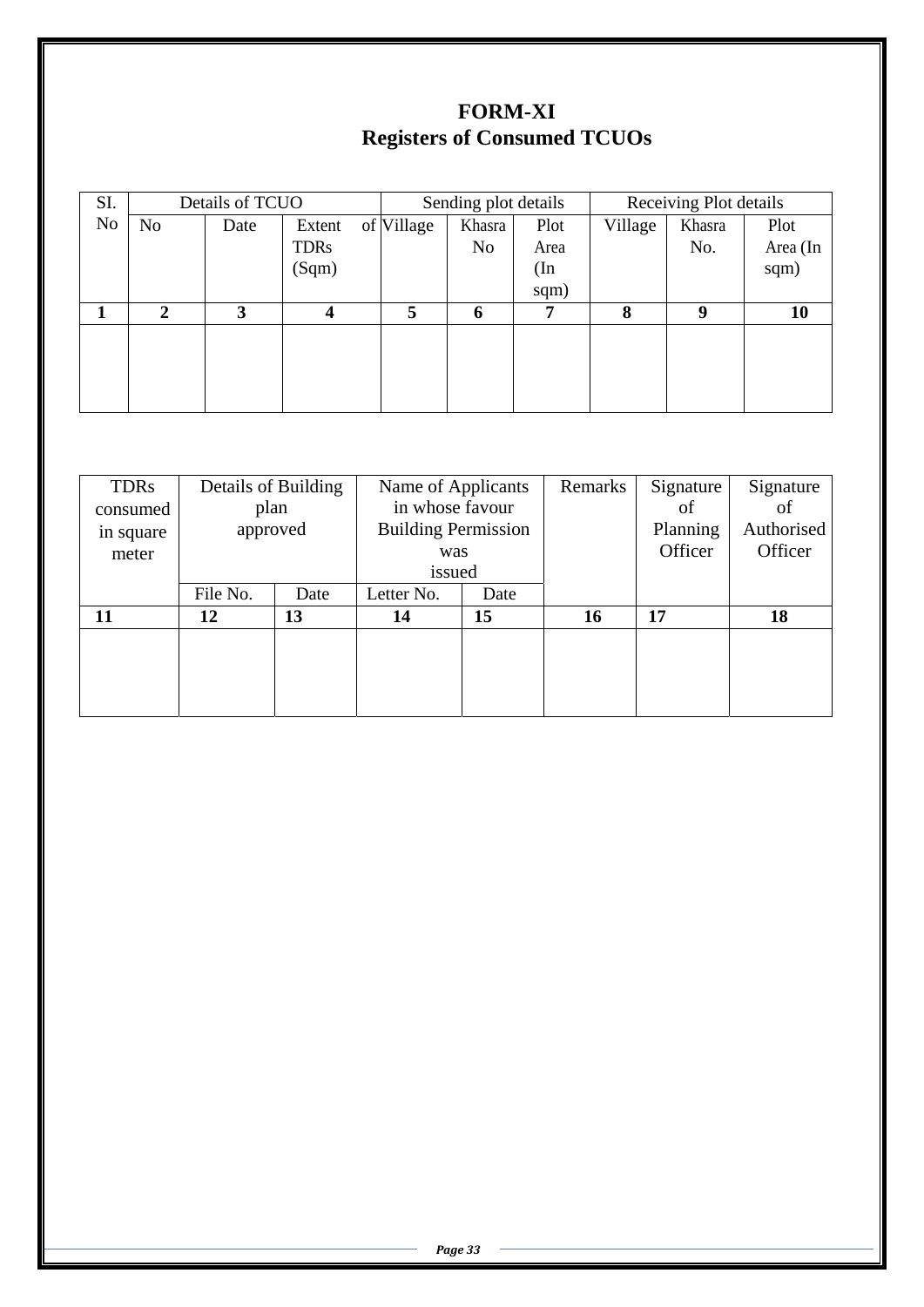# FORM-XI
## Registers of Consumed TCUOs

| SI. No | Details of TCUO | | | Sending plot details | | | Receiving Plot details | | |
|---|---|---|---|---|---|---|---|---|---|
| | No | Date | Extent of TDRs (Sqm) | Village | Khasra No | Plot Area (In sqm) | Village | Khasra No. | Plot Area (In sqm) |
| **1** | **2** | **3** | **4** | **5** | **6** | **7** | **8** | **9** | **10** |
| | | | | | | | | | |

| TDRs consumed in square meter | Details of Building plan approved | | Name of Applicants in whose favour Building Permission was issued | | Remarks | Signature of Planning Officer | Signature of Authorised Officer |
|---|---|---|---|---|---|---|---|
| | File No. | Date | Letter No. | Date | | | |
| **11** | **12** | **13** | **14** | **15** | **16** | **17** | **18** |
| | | | | | | | |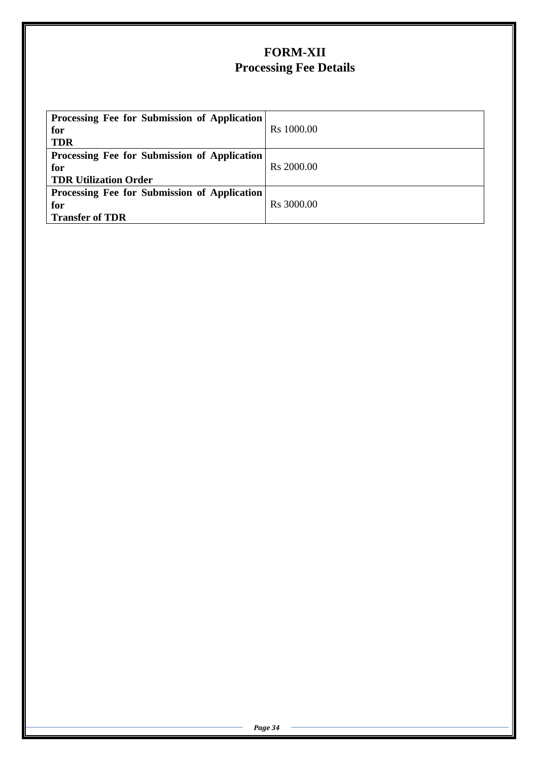# FORM-XII
## Processing Fee Details

| | |
|---|---|
| **Processing Fee for Submission of Application for TDR** | Rs 1000.00 |
| **Processing Fee for Submission of Application for TDR Utilization Order** | Rs 2000.00 |
| **Processing Fee for Submission of Application for Transfer of TDR** | Rs 3000.00 |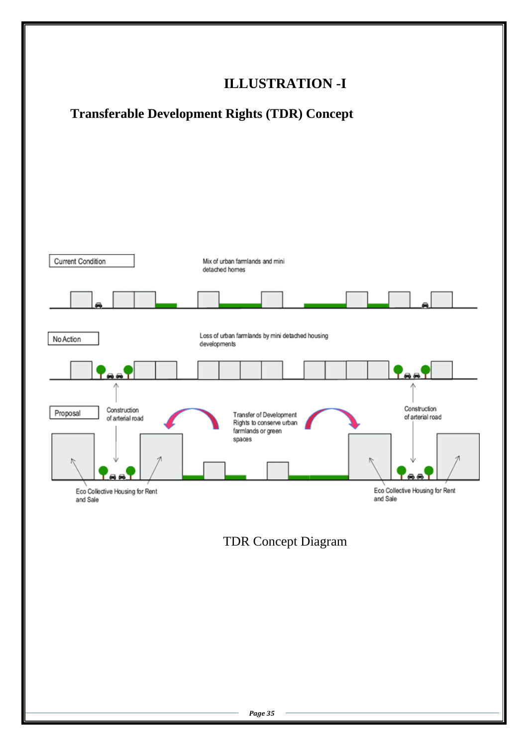# ILLUSTRATION -I

## Transferable Development Rights (TDR) Concept

Current Condition

Mix of urban farmlands and mini detached homes

No Action

Loss of urban farmlands by mini detached housing developments

Proposal

Construction of arterial road

Transfer of Development Rights to conserve urban farmlands or green spaces

Construction of arterial road

Eco Collective Housing for Rent and Sale

Eco Collective Housing for Rent and Sale

TDR Concept Diagram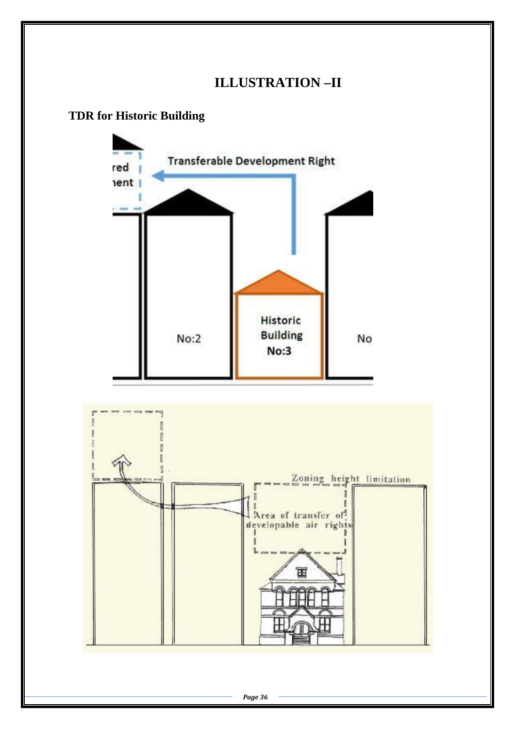# ILLUSTRATION –II

**TDR for Historic Building**

red
nent

Transferable Development Right

No:2

Historic
Building
No:3

No

Zoning height limitation

Area of transfer of developable air rights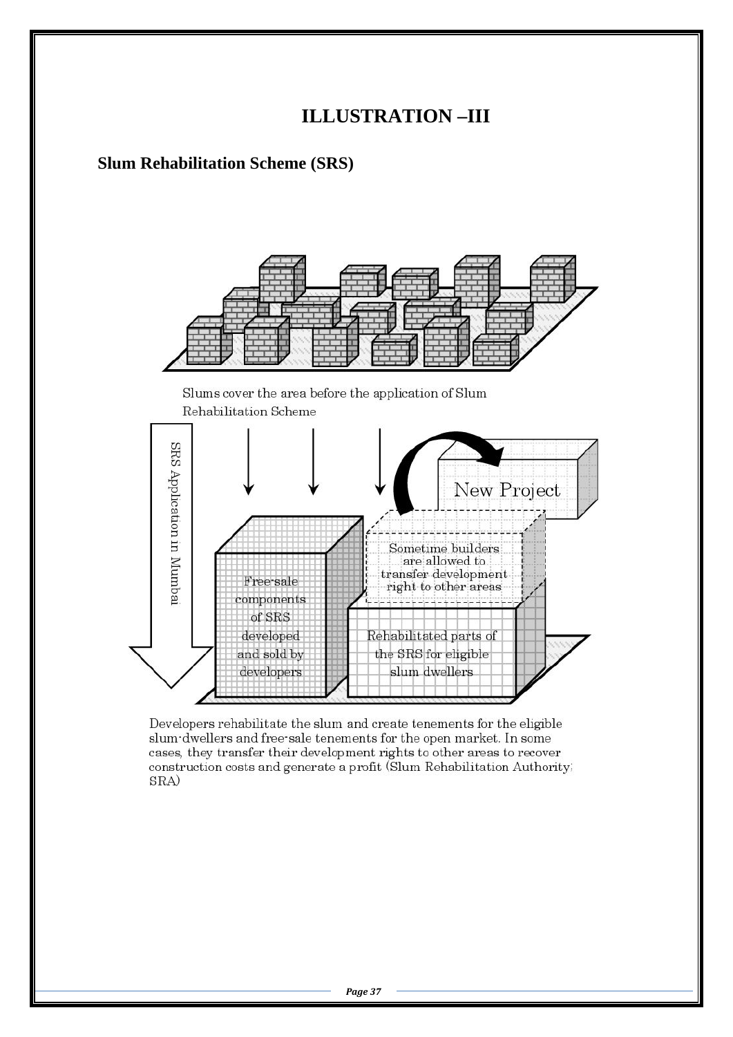# ILLUSTRATION –III

**Slum Rehabilitation Scheme (SRS)**

Slums cover the area before the application of Slum Rehabilitation Scheme

SRS Application in Mumbai

New Project

Sometime builders are allowed to transfer development right to other areas

Free-sale components of SRS developed and sold by developers

Rehabilitated parts of the SRS for eligible slum dwellers

Developers rehabilitate the slum and create tenements for the eligible slum-dwellers and free-sale tenements for the open market. In some cases, they transfer their development rights to other areas to recover construction costs and generate a profit (Slum Rehabilitation Authority; SRA)